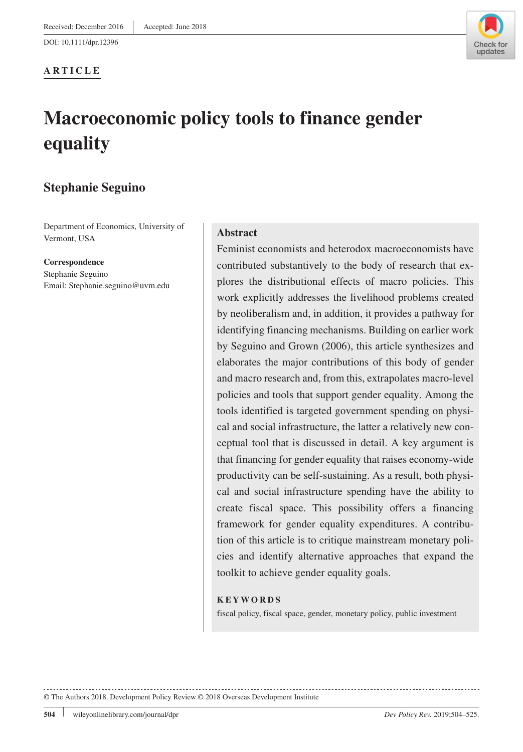Received: December 2016 | Accepted: June 2018

DOI: 10.1111/dpr.12396

**ARTICLE**

# Macroeconomic policy tools to finance gender equality

## Stephanie Seguino

Department of Economics, University of Vermont, USA

**Correspondence**
Stephanie Seguino
Email: Stephanie.seguino@uvm.edu

### Abstract

Feminist economists and heterodox macroeconomists have contributed substantively to the body of research that explores the distributional effects of macro policies. This work explicitly addresses the livelihood problems created by neoliberalism and, in addition, it provides a pathway for identifying financing mechanisms. Building on earlier work by Seguino and Grown (2006), this article synthesizes and elaborates the major contributions of this body of gender and macro research and, from this, extrapolates macro-level policies and tools that support gender equality. Among the tools identified is targeted government spending on physical and social infrastructure, the latter a relatively new conceptual tool that is discussed in detail. A key argument is that financing for gender equality that raises economy-wide productivity can be self-sustaining. As a result, both physical and social infrastructure spending have the ability to create fiscal space. This possibility offers a financing framework for gender equality expenditures. A contribution of this article is to critique mainstream monetary policies and identify alternative approaches that expand the toolkit to achieve gender equality goals.

**KEYWORDS**

fiscal policy, fiscal space, gender, monetary policy, public investment

© The Authors 2018. Development Policy Review © 2018 Overseas Development Institute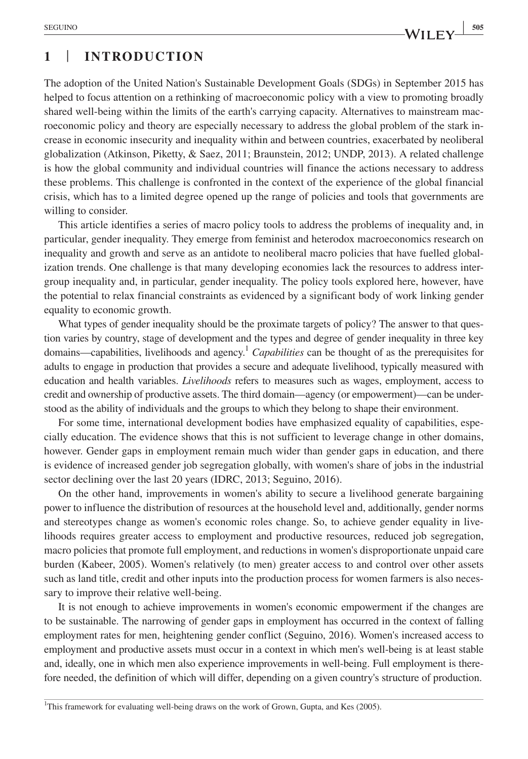## 1 | INTRODUCTION

The adoption of the United Nation's Sustainable Development Goals (SDGs) in September 2015 has helped to focus attention on a rethinking of macroeconomic policy with a view to promoting broadly shared well-being within the limits of the earth's carrying capacity. Alternatives to mainstream macroeconomic policy and theory are especially necessary to address the global problem of the stark increase in economic insecurity and inequality within and between countries, exacerbated by neoliberal globalization (Atkinson, Piketty, & Saez, 2011; Braunstein, 2012; UNDP, 2013). A related challenge is how the global community and individual countries will finance the actions necessary to address these problems. This challenge is confronted in the context of the experience of the global financial crisis, which has to a limited degree opened up the range of policies and tools that governments are willing to consider.

This article identifies a series of macro policy tools to address the problems of inequality and, in particular, gender inequality. They emerge from feminist and heterodox macroeconomics research on inequality and growth and serve as an antidote to neoliberal macro policies that have fuelled globalization trends. One challenge is that many developing economies lack the resources to address intergroup inequality and, in particular, gender inequality. The policy tools explored here, however, have the potential to relax financial constraints as evidenced by a significant body of work linking gender equality to economic growth.

What types of gender inequality should be the proximate targets of policy? The answer to that question varies by country, stage of development and the types and degree of gender inequality in three key domains—capabilities, livelihoods and agency.[1] *Capabilities* can be thought of as the prerequisites for adults to engage in production that provides a secure and adequate livelihood, typically measured with education and health variables. *Livelihoods* refers to measures such as wages, employment, access to credit and ownership of productive assets. The third domain—agency (or empowerment)—can be understood as the ability of individuals and the groups to which they belong to shape their environment.

For some time, international development bodies have emphasized equality of capabilities, especially education. The evidence shows that this is not sufficient to leverage change in other domains, however. Gender gaps in employment remain much wider than gender gaps in education, and there is evidence of increased gender job segregation globally, with women's share of jobs in the industrial sector declining over the last 20 years (IDRC, 2013; Seguino, 2016).

On the other hand, improvements in women's ability to secure a livelihood generate bargaining power to influence the distribution of resources at the household level and, additionally, gender norms and stereotypes change as women's economic roles change. So, to achieve gender equality in livelihoods requires greater access to employment and productive resources, reduced job segregation, macro policies that promote full employment, and reductions in women's disproportionate unpaid care burden (Kabeer, 2005). Women's relatively (to men) greater access to and control over other assets such as land title, credit and other inputs into the production process for women farmers is also necessary to improve their relative well-being.

It is not enough to achieve improvements in women's economic empowerment if the changes are to be sustainable. The narrowing of gender gaps in employment has occurred in the context of falling employment rates for men, heightening gender conflict (Seguino, 2016). Women's increased access to employment and productive assets must occur in a context in which men's well-being is at least stable and, ideally, one in which men also experience improvements in well-being. Full employment is therefore needed, the definition of which will differ, depending on a given country's structure of production.

[1]This framework for evaluating well-being draws on the work of Grown, Gupta, and Kes (2005).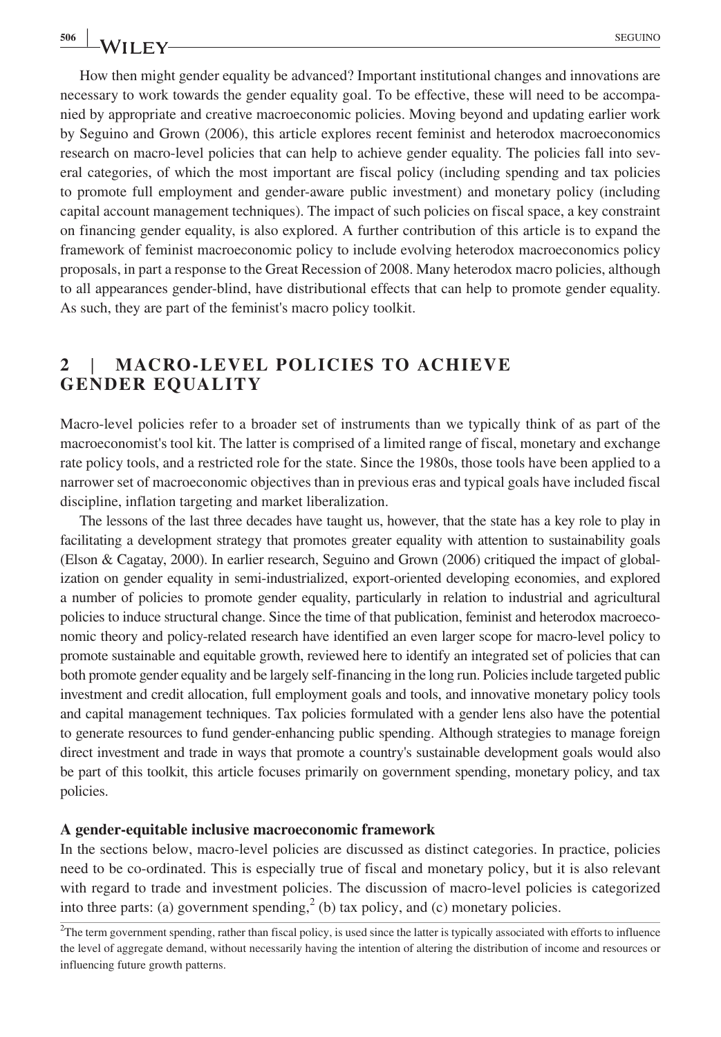How then might gender equality be advanced? Important institutional changes and innovations are necessary to work towards the gender equality goal. To be effective, these will need to be accompanied by appropriate and creative macroeconomic policies. Moving beyond and updating earlier work by Seguino and Grown (2006), this article explores recent feminist and heterodox macroeconomics research on macro-level policies that can help to achieve gender equality. The policies fall into several categories, of which the most important are fiscal policy (including spending and tax policies to promote full employment and gender-aware public investment) and monetary policy (including capital account management techniques). The impact of such policies on fiscal space, a key constraint on financing gender equality, is also explored. A further contribution of this article is to expand the framework of feminist macroeconomic policy to include evolving heterodox macroeconomics policy proposals, in part a response to the Great Recession of 2008. Many heterodox macro policies, although to all appearances gender-blind, have distributional effects that can help to promote gender equality. As such, they are part of the feminist's macro policy toolkit.

## 2 | MACRO-LEVEL POLICIES TO ACHIEVE GENDER EQUALITY

Macro-level policies refer to a broader set of instruments than we typically think of as part of the macroeconomist's tool kit. The latter is comprised of a limited range of fiscal, monetary and exchange rate policy tools, and a restricted role for the state. Since the 1980s, those tools have been applied to a narrower set of macroeconomic objectives than in previous eras and typical goals have included fiscal discipline, inflation targeting and market liberalization.

The lessons of the last three decades have taught us, however, that the state has a key role to play in facilitating a development strategy that promotes greater equality with attention to sustainability goals (Elson & Cagatay, 2000). In earlier research, Seguino and Grown (2006) critiqued the impact of globalization on gender equality in semi-industrialized, export-oriented developing economies, and explored a number of policies to promote gender equality, particularly in relation to industrial and agricultural policies to induce structural change. Since the time of that publication, feminist and heterodox macroeconomic theory and policy-related research have identified an even larger scope for macro-level policy to promote sustainable and equitable growth, reviewed here to identify an integrated set of policies that can both promote gender equality and be largely self-financing in the long run. Policies include targeted public investment and credit allocation, full employment goals and tools, and innovative monetary policy tools and capital management techniques. Tax policies formulated with a gender lens also have the potential to generate resources to fund gender-enhancing public spending. Although strategies to manage foreign direct investment and trade in ways that promote a country's sustainable development goals would also be part of this toolkit, this article focuses primarily on government spending, monetary policy, and tax policies.

**A gender-equitable inclusive macroeconomic framework**

In the sections below, macro-level policies are discussed as distinct categories. In practice, policies need to be co-ordinated. This is especially true of fiscal and monetary policy, but it is also relevant with regard to trade and investment policies. The discussion of macro-level policies is categorized into three parts: (a) government spending,[2] (b) tax policy, and (c) monetary policies.

[2]The term government spending, rather than fiscal policy, is used since the latter is typically associated with efforts to influence the level of aggregate demand, without necessarily having the intention of altering the distribution of income and resources or influencing future growth patterns.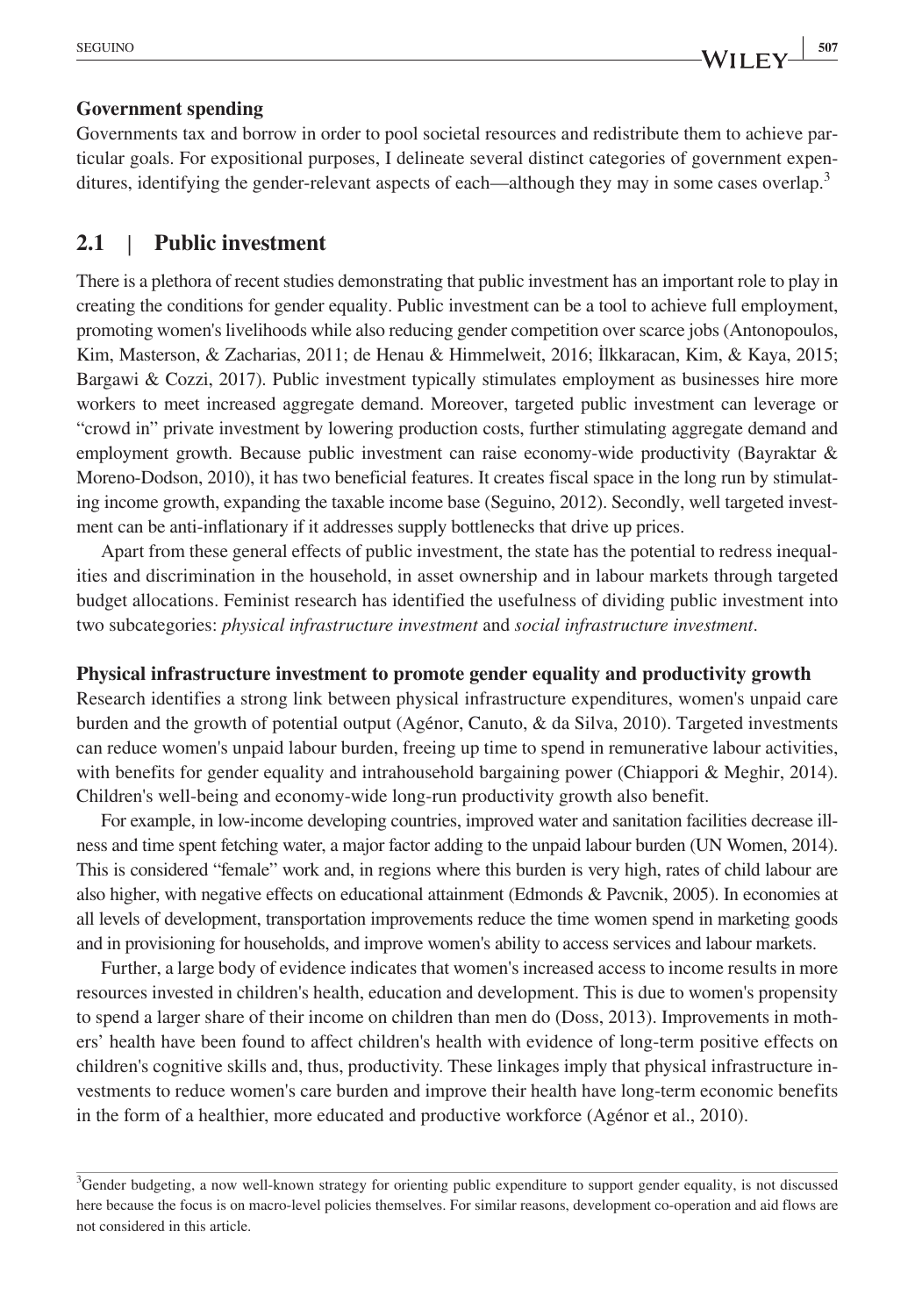**Government spending**

Governments tax and borrow in order to pool societal resources and redistribute them to achieve particular goals. For expositional purposes, I delineate several distinct categories of government expenditures, identifying the gender-relevant aspects of each—although they may in some cases overlap.[3]

## 2.1 | Public investment

There is a plethora of recent studies demonstrating that public investment has an important role to play in creating the conditions for gender equality. Public investment can be a tool to achieve full employment, promoting women's livelihoods while also reducing gender competition over scarce jobs (Antonopoulos, Kim, Masterson, & Zacharias, 2011; de Henau & Himmelweit, 2016; İlkkaracan, Kim, & Kaya, 2015; Bargawi & Cozzi, 2017). Public investment typically stimulates employment as businesses hire more workers to meet increased aggregate demand. Moreover, targeted public investment can leverage or "crowd in" private investment by lowering production costs, further stimulating aggregate demand and employment growth. Because public investment can raise economy-wide productivity (Bayraktar & Moreno-Dodson, 2010), it has two beneficial features. It creates fiscal space in the long run by stimulating income growth, expanding the taxable income base (Seguino, 2012). Secondly, well targeted investment can be anti-inflationary if it addresses supply bottlenecks that drive up prices.

Apart from these general effects of public investment, the state has the potential to redress inequalities and discrimination in the household, in asset ownership and in labour markets through targeted budget allocations. Feminist research has identified the usefulness of dividing public investment into two subcategories: *physical infrastructure investment* and *social infrastructure investment*.

**Physical infrastructure investment to promote gender equality and productivity growth**

Research identifies a strong link between physical infrastructure expenditures, women's unpaid care burden and the growth of potential output (Agénor, Canuto, & da Silva, 2010). Targeted investments can reduce women's unpaid labour burden, freeing up time to spend in remunerative labour activities, with benefits for gender equality and intrahousehold bargaining power (Chiappori & Meghir, 2014). Children's well-being and economy-wide long-run productivity growth also benefit.

For example, in low-income developing countries, improved water and sanitation facilities decrease illness and time spent fetching water, a major factor adding to the unpaid labour burden (UN Women, 2014). This is considered "female" work and, in regions where this burden is very high, rates of child labour are also higher, with negative effects on educational attainment (Edmonds & Pavcnik, 2005). In economies at all levels of development, transportation improvements reduce the time women spend in marketing goods and in provisioning for households, and improve women's ability to access services and labour markets.

Further, a large body of evidence indicates that women's increased access to income results in more resources invested in children's health, education and development. This is due to women's propensity to spend a larger share of their income on children than men do (Doss, 2013). Improvements in mothers' health have been found to affect children's health with evidence of long-term positive effects on children's cognitive skills and, thus, productivity. These linkages imply that physical infrastructure investments to reduce women's care burden and improve their health have long-term economic benefits in the form of a healthier, more educated and productive workforce (Agénor et al., 2010).

---

[3]Gender budgeting, a now well-known strategy for orienting public expenditure to support gender equality, is not discussed here because the focus is on macro-level policies themselves. For similar reasons, development co-operation and aid flows are not considered in this article.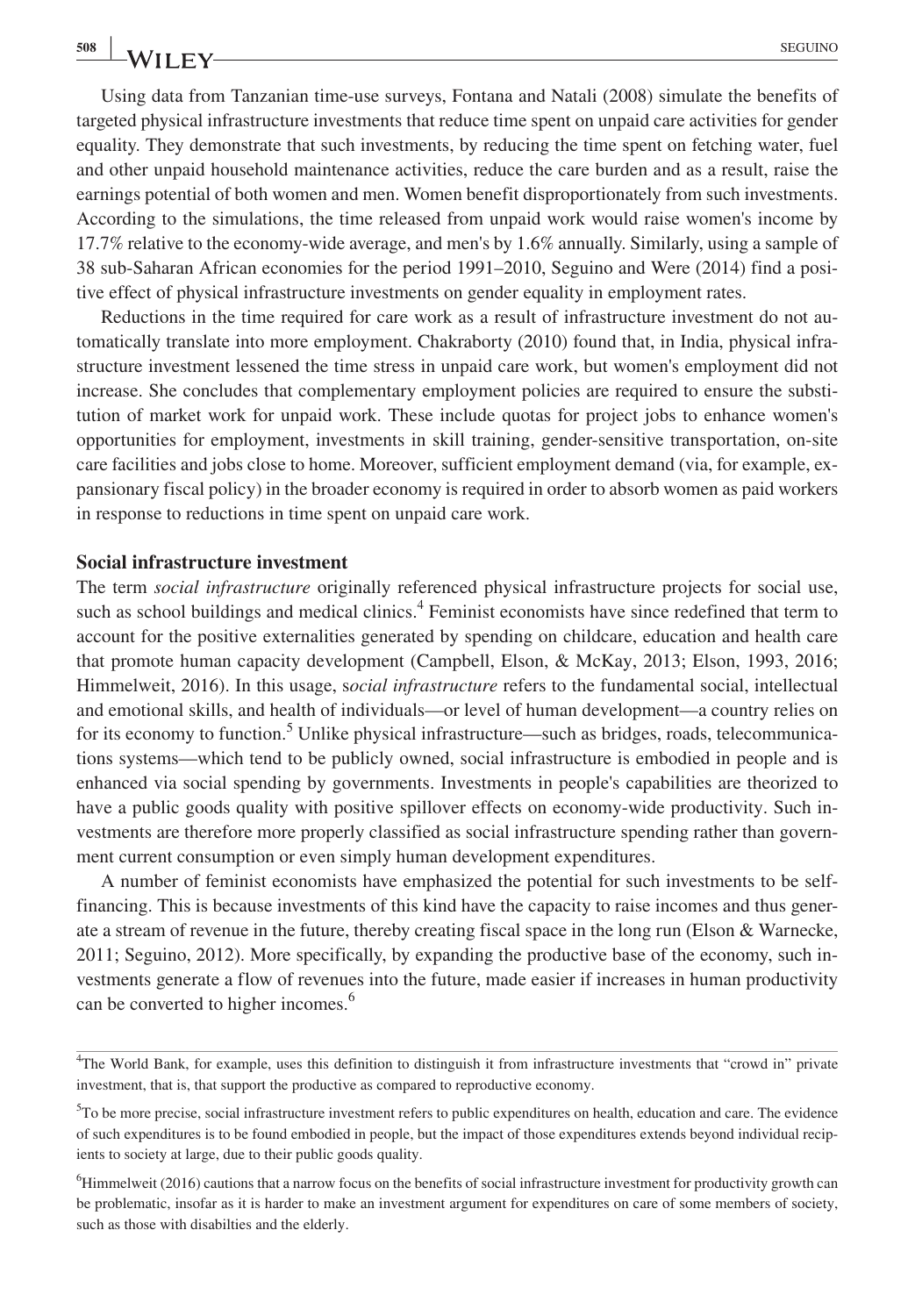Using data from Tanzanian time-use surveys, Fontana and Natali (2008) simulate the benefits of targeted physical infrastructure investments that reduce time spent on unpaid care activities for gender equality. They demonstrate that such investments, by reducing the time spent on fetching water, fuel and other unpaid household maintenance activities, reduce the care burden and as a result, raise the earnings potential of both women and men. Women benefit disproportionately from such investments. According to the simulations, the time released from unpaid work would raise women's income by 17.7% relative to the economy-wide average, and men's by 1.6% annually. Similarly, using a sample of 38 sub-Saharan African economies for the period 1991–2010, Seguino and Were (2014) find a positive effect of physical infrastructure investments on gender equality in employment rates.

Reductions in the time required for care work as a result of infrastructure investment do not automatically translate into more employment. Chakraborty (2010) found that, in India, physical infrastructure investment lessened the time stress in unpaid care work, but women's employment did not increase. She concludes that complementary employment policies are required to ensure the substitution of market work for unpaid work. These include quotas for project jobs to enhance women's opportunities for employment, investments in skill training, gender-sensitive transportation, on-site care facilities and jobs close to home. Moreover, sufficient employment demand (via, for example, expansionary fiscal policy) in the broader economy is required in order to absorb women as paid workers in response to reductions in time spent on unpaid care work.

### Social infrastructure investment

The term *social infrastructure* originally referenced physical infrastructure projects for social use, such as school buildings and medical clinics.[4] Feminist economists have since redefined that term to account for the positive externalities generated by spending on childcare, education and health care that promote human capacity development (Campbell, Elson, & McKay, 2013; Elson, 1993, 2016; Himmelweit, 2016). In this usage, *social infrastructure* refers to the fundamental social, intellectual and emotional skills, and health of individuals—or level of human development—a country relies on for its economy to function.[5] Unlike physical infrastructure—such as bridges, roads, telecommunications systems—which tend to be publicly owned, social infrastructure is embodied in people and is enhanced via social spending by governments. Investments in people's capabilities are theorized to have a public goods quality with positive spillover effects on economy-wide productivity. Such investments are therefore more properly classified as social infrastructure spending rather than government current consumption or even simply human development expenditures.

A number of feminist economists have emphasized the potential for such investments to be self-financing. This is because investments of this kind have the capacity to raise incomes and thus generate a stream of revenue in the future, thereby creating fiscal space in the long run (Elson & Warnecke, 2011; Seguino, 2012). More specifically, by expanding the productive base of the economy, such investments generate a flow of revenues into the future, made easier if increases in human productivity can be converted to higher incomes.[6]

---

[4] The World Bank, for example, uses this definition to distinguish it from infrastructure investments that "crowd in" private investment, that is, that support the productive as compared to reproductive economy.

[5] To be more precise, social infrastructure investment refers to public expenditures on health, education and care. The evidence of such expenditures is to be found embodied in people, but the impact of those expenditures extends beyond individual recipients to society at large, due to their public goods quality.

[6] Himmelweit (2016) cautions that a narrow focus on the benefits of social infrastructure investment for productivity growth can be problematic, insofar as it is harder to make an investment argument for expenditures on care of some members of society, such as those with disabilties and the elderly.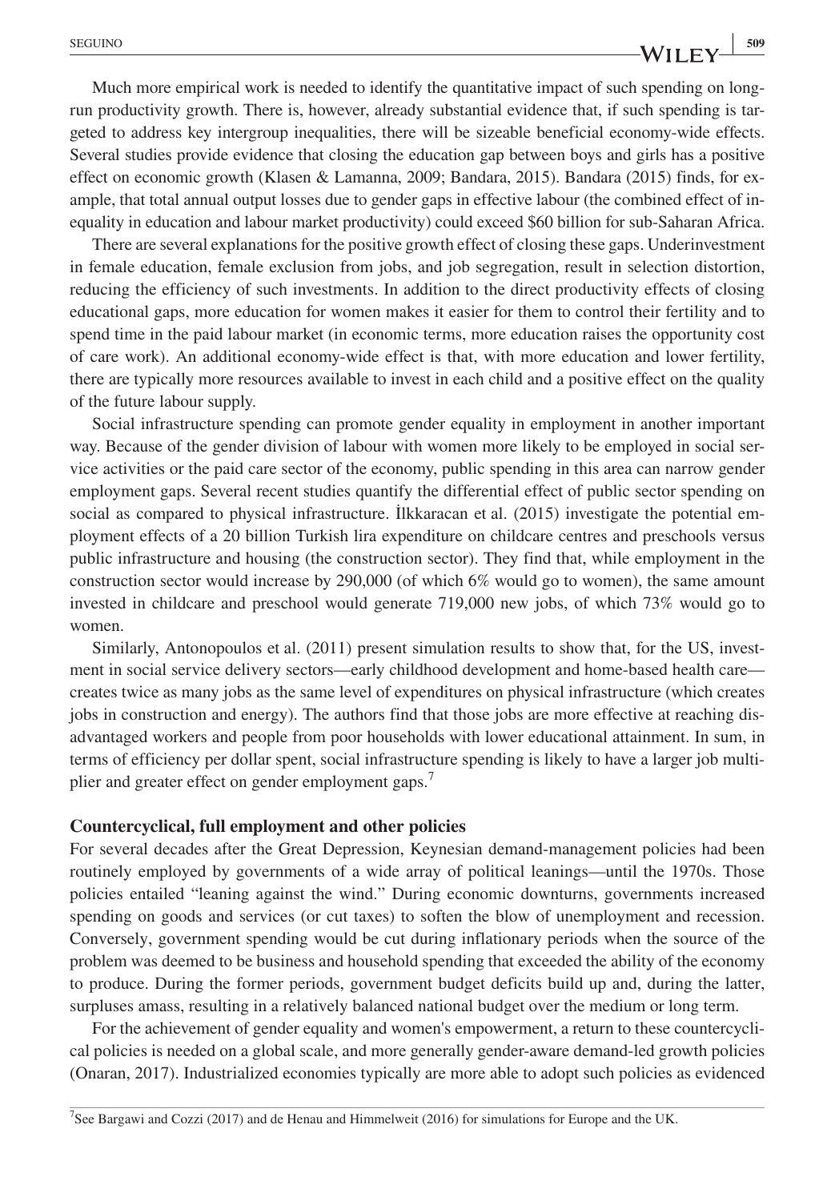Much more empirical work is needed to identify the quantitative impact of such spending on long-run productivity growth. There is, however, already substantial evidence that, if such spending is targeted to address key intergroup inequalities, there will be sizeable beneficial economy-wide effects. Several studies provide evidence that closing the education gap between boys and girls has a positive effect on economic growth (Klasen & Lamanna, 2009; Bandara, 2015). Bandara (2015) finds, for example, that total annual output losses due to gender gaps in effective labour (the combined effect of inequality in education and labour market productivity) could exceed \$60 billion for sub-Saharan Africa.

There are several explanations for the positive growth effect of closing these gaps. Underinvestment in female education, female exclusion from jobs, and job segregation, result in selection distortion, reducing the efficiency of such investments. In addition to the direct productivity effects of closing educational gaps, more education for women makes it easier for them to control their fertility and to spend time in the paid labour market (in economic terms, more education raises the opportunity cost of care work). An additional economy-wide effect is that, with more education and lower fertility, there are typically more resources available to invest in each child and a positive effect on the quality of the future labour supply.

Social infrastructure spending can promote gender equality in employment in another important way. Because of the gender division of labour with women more likely to be employed in social service activities or the paid care sector of the economy, public spending in this area can narrow gender employment gaps. Several recent studies quantify the differential effect of public sector spending on social as compared to physical infrastructure. İlkkaracan et al. (2015) investigate the potential employment effects of a 20 billion Turkish lira expenditure on childcare centres and preschools versus public infrastructure and housing (the construction sector). They find that, while employment in the construction sector would increase by 290,000 (of which 6% would go to women), the same amount invested in childcare and preschool would generate 719,000 new jobs, of which 73% would go to women.

Similarly, Antonopoulos et al. (2011) present simulation results to show that, for the US, investment in social service delivery sectors—early childhood development and home-based health care—creates twice as many jobs as the same level of expenditures on physical infrastructure (which creates jobs in construction and energy). The authors find that those jobs are more effective at reaching disadvantaged workers and people from poor households with lower educational attainment. In sum, in terms of efficiency per dollar spent, social infrastructure spending is likely to have a larger job multiplier and greater effect on gender employment gaps.[7]

### Countercyclical, full employment and other policies

For several decades after the Great Depression, Keynesian demand-management policies had been routinely employed by governments of a wide array of political leanings—until the 1970s. Those policies entailed "leaning against the wind." During economic downturns, governments increased spending on goods and services (or cut taxes) to soften the blow of unemployment and recession. Conversely, government spending would be cut during inflationary periods when the source of the problem was deemed to be business and household spending that exceeded the ability of the economy to produce. During the former periods, government budget deficits build up and, during the latter, surpluses amass, resulting in a relatively balanced national budget over the medium or long term.

For the achievement of gender equality and women's empowerment, a return to these countercyclical policies is needed on a global scale, and more generally gender-aware demand-led growth policies (Onaran, 2017). Industrialized economies typically are more able to adopt such policies as evidenced

[7] See Bargawi and Cozzi (2017) and de Henau and Himmelweit (2016) for simulations for Europe and the UK.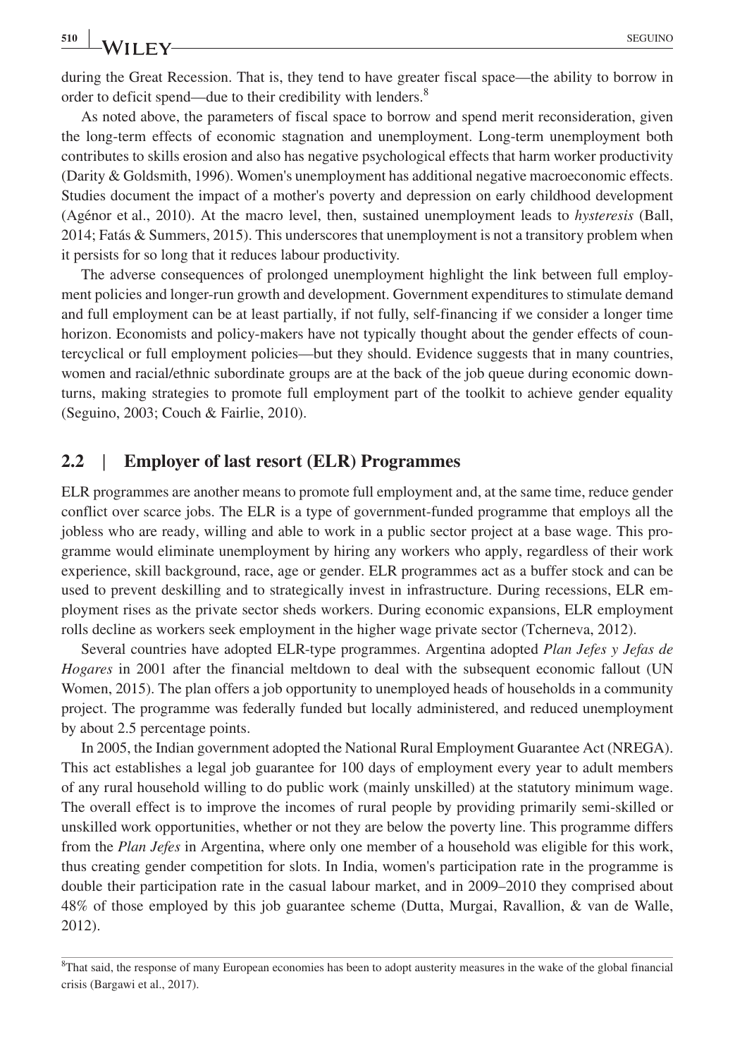during the Great Recession. That is, they tend to have greater fiscal space—the ability to borrow in order to deficit spend—due to their credibility with lenders.[8]

As noted above, the parameters of fiscal space to borrow and spend merit reconsideration, given the long-term effects of economic stagnation and unemployment. Long-term unemployment both contributes to skills erosion and also has negative psychological effects that harm worker productivity (Darity & Goldsmith, 1996). Women's unemployment has additional negative macroeconomic effects. Studies document the impact of a mother's poverty and depression on early childhood development (Agénor et al., 2010). At the macro level, then, sustained unemployment leads to *hysteresis* (Ball, 2014; Fatás & Summers, 2015). This underscores that unemployment is not a transitory problem when it persists for so long that it reduces labour productivity.

The adverse consequences of prolonged unemployment highlight the link between full employment policies and longer-run growth and development. Government expenditures to stimulate demand and full employment can be at least partially, if not fully, self-financing if we consider a longer time horizon. Economists and policy-makers have not typically thought about the gender effects of countercyclical or full employment policies—but they should. Evidence suggests that in many countries, women and racial/ethnic subordinate groups are at the back of the job queue during economic downturns, making strategies to promote full employment part of the toolkit to achieve gender equality (Seguino, 2003; Couch & Fairlie, 2010).

## 2.2 | Employer of last resort (ELR) Programmes

ELR programmes are another means to promote full employment and, at the same time, reduce gender conflict over scarce jobs. The ELR is a type of government-funded programme that employs all the jobless who are ready, willing and able to work in a public sector project at a base wage. This programme would eliminate unemployment by hiring any workers who apply, regardless of their work experience, skill background, race, age or gender. ELR programmes act as a buffer stock and can be used to prevent deskilling and to strategically invest in infrastructure. During recessions, ELR employment rises as the private sector sheds workers. During economic expansions, ELR employment rolls decline as workers seek employment in the higher wage private sector (Tcherneva, 2012).

Several countries have adopted ELR-type programmes. Argentina adopted *Plan Jefes y Jefas de Hogares* in 2001 after the financial meltdown to deal with the subsequent economic fallout (UN Women, 2015). The plan offers a job opportunity to unemployed heads of households in a community project. The programme was federally funded but locally administered, and reduced unemployment by about 2.5 percentage points.

In 2005, the Indian government adopted the National Rural Employment Guarantee Act (NREGA). This act establishes a legal job guarantee for 100 days of employment every year to adult members of any rural household willing to do public work (mainly unskilled) at the statutory minimum wage. The overall effect is to improve the incomes of rural people by providing primarily semi-skilled or unskilled work opportunities, whether or not they are below the poverty line. This programme differs from the *Plan Jefes* in Argentina, where only one member of a household was eligible for this work, thus creating gender competition for slots. In India, women's participation rate in the programme is double their participation rate in the casual labour market, and in 2009–2010 they comprised about 48% of those employed by this job guarantee scheme (Dutta, Murgai, Ravallion, & van de Walle, 2012).

[8]That said, the response of many European economies has been to adopt austerity measures in the wake of the global financial crisis (Bargawi et al., 2017).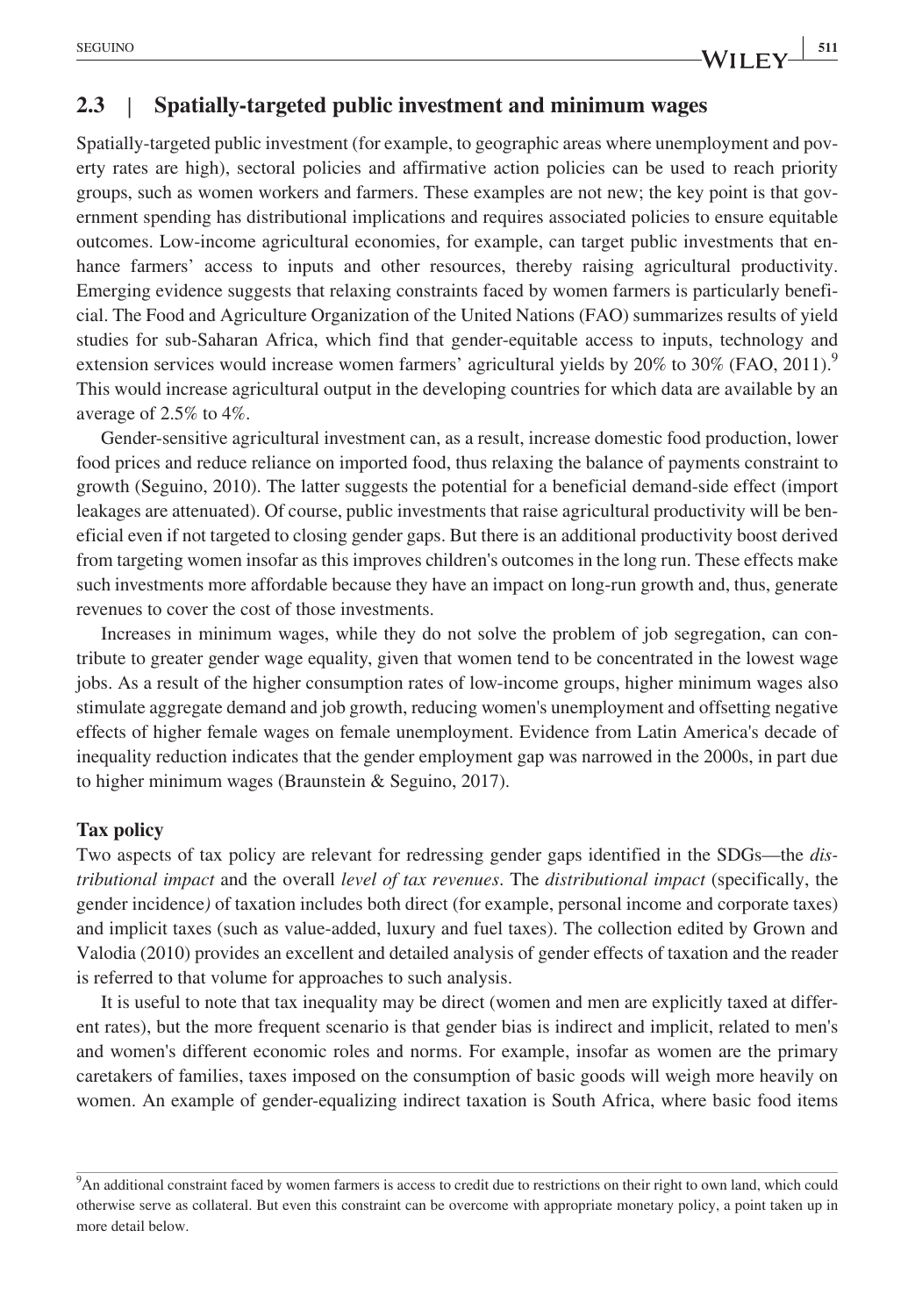## 2.3 | Spatially-targeted public investment and minimum wages

Spatially-targeted public investment (for example, to geographic areas where unemployment and poverty rates are high), sectoral policies and affirmative action policies can be used to reach priority groups, such as women workers and farmers. These examples are not new; the key point is that government spending has distributional implications and requires associated policies to ensure equitable outcomes. Low-income agricultural economies, for example, can target public investments that enhance farmers' access to inputs and other resources, thereby raising agricultural productivity. Emerging evidence suggests that relaxing constraints faced by women farmers is particularly beneficial. The Food and Agriculture Organization of the United Nations (FAO) summarizes results of yield studies for sub-Saharan Africa, which find that gender-equitable access to inputs, technology and extension services would increase women farmers' agricultural yields by 20% to 30% (FAO, 2011).[9] This would increase agricultural output in the developing countries for which data are available by an average of 2.5% to 4%.

Gender-sensitive agricultural investment can, as a result, increase domestic food production, lower food prices and reduce reliance on imported food, thus relaxing the balance of payments constraint to growth (Seguino, 2010). The latter suggests the potential for a beneficial demand-side effect (import leakages are attenuated). Of course, public investments that raise agricultural productivity will be beneficial even if not targeted to closing gender gaps. But there is an additional productivity boost derived from targeting women insofar as this improves children's outcomes in the long run. These effects make such investments more affordable because they have an impact on long-run growth and, thus, generate revenues to cover the cost of those investments.

Increases in minimum wages, while they do not solve the problem of job segregation, can contribute to greater gender wage equality, given that women tend to be concentrated in the lowest wage jobs. As a result of the higher consumption rates of low-income groups, higher minimum wages also stimulate aggregate demand and job growth, reducing women's unemployment and offsetting negative effects of higher female wages on female unemployment. Evidence from Latin America's decade of inequality reduction indicates that the gender employment gap was narrowed in the 2000s, in part due to higher minimum wages (Braunstein & Seguino, 2017).

**Tax policy**

Two aspects of tax policy are relevant for redressing gender gaps identified in the SDGs—the *distributional impact* and the overall *level of tax revenues*. The *distributional impact* (specifically, the gender incidence*)* of taxation includes both direct (for example, personal income and corporate taxes) and implicit taxes (such as value-added, luxury and fuel taxes). The collection edited by Grown and Valodia (2010) provides an excellent and detailed analysis of gender effects of taxation and the reader is referred to that volume for approaches to such analysis.

It is useful to note that tax inequality may be direct (women and men are explicitly taxed at different rates), but the more frequent scenario is that gender bias is indirect and implicit, related to men's and women's different economic roles and norms. For example, insofar as women are the primary caretakers of families, taxes imposed on the consumption of basic goods will weigh more heavily on women. An example of gender-equalizing indirect taxation is South Africa, where basic food items

[9] An additional constraint faced by women farmers is access to credit due to restrictions on their right to own land, which could otherwise serve as collateral. But even this constraint can be overcome with appropriate monetary policy, a point taken up in more detail below.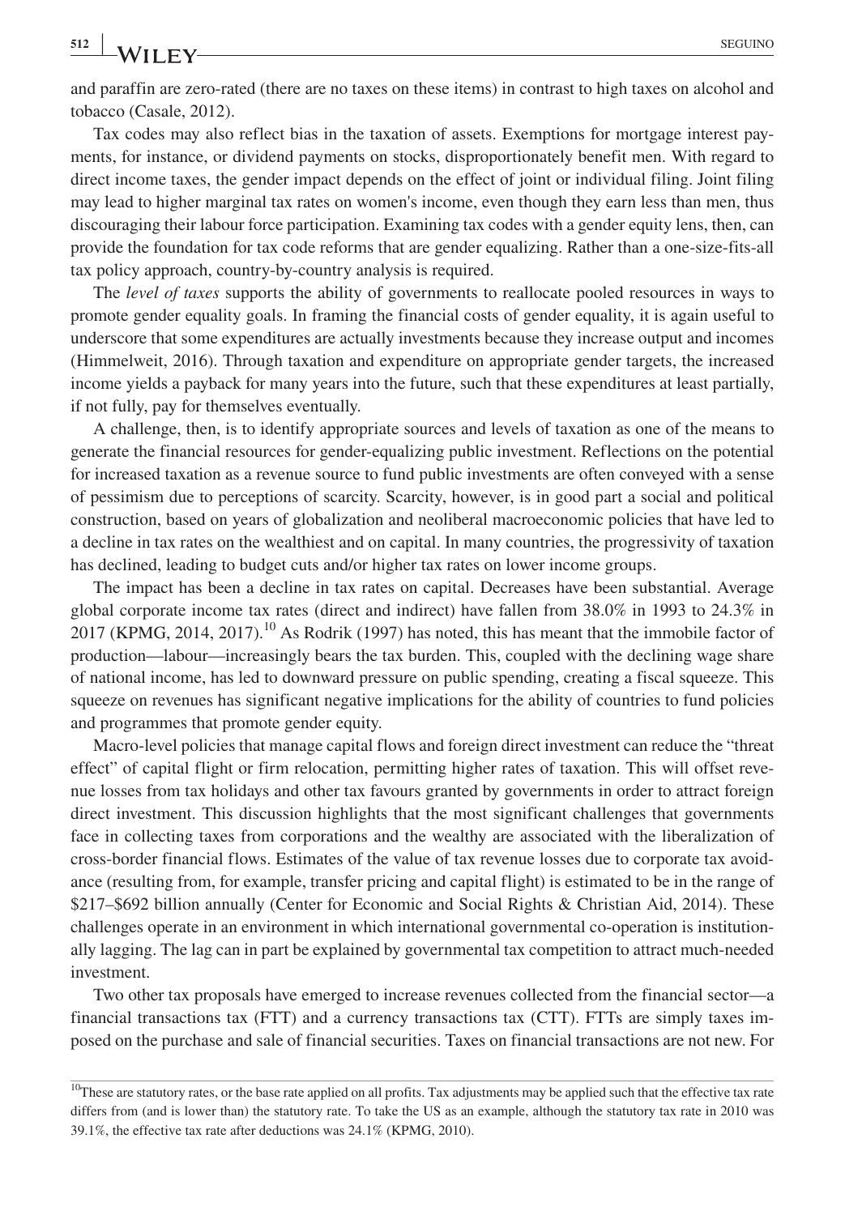and paraffin are zero-rated (there are no taxes on these items) in contrast to high taxes on alcohol and tobacco (Casale, 2012).

Tax codes may also reflect bias in the taxation of assets. Exemptions for mortgage interest payments, for instance, or dividend payments on stocks, disproportionately benefit men. With regard to direct income taxes, the gender impact depends on the effect of joint or individual filing. Joint filing may lead to higher marginal tax rates on women's income, even though they earn less than men, thus discouraging their labour force participation. Examining tax codes with a gender equity lens, then, can provide the foundation for tax code reforms that are gender equalizing. Rather than a one-size-fits-all tax policy approach, country-by-country analysis is required.

The *level of taxes* supports the ability of governments to reallocate pooled resources in ways to promote gender equality goals. In framing the financial costs of gender equality, it is again useful to underscore that some expenditures are actually investments because they increase output and incomes (Himmelweit, 2016). Through taxation and expenditure on appropriate gender targets, the increased income yields a payback for many years into the future, such that these expenditures at least partially, if not fully, pay for themselves eventually.

A challenge, then, is to identify appropriate sources and levels of taxation as one of the means to generate the financial resources for gender-equalizing public investment. Reflections on the potential for increased taxation as a revenue source to fund public investments are often conveyed with a sense of pessimism due to perceptions of scarcity. Scarcity, however, is in good part a social and political construction, based on years of globalization and neoliberal macroeconomic policies that have led to a decline in tax rates on the wealthiest and on capital. In many countries, the progressivity of taxation has declined, leading to budget cuts and/or higher tax rates on lower income groups.

The impact has been a decline in tax rates on capital. Decreases have been substantial. Average global corporate income tax rates (direct and indirect) have fallen from 38.0% in 1993 to 24.3% in 2017 (KPMG, 2014, 2017).[10] As Rodrik (1997) has noted, this has meant that the immobile factor of production—labour—increasingly bears the tax burden. This, coupled with the declining wage share of national income, has led to downward pressure on public spending, creating a fiscal squeeze. This squeeze on revenues has significant negative implications for the ability of countries to fund policies and programmes that promote gender equity.

Macro-level policies that manage capital flows and foreign direct investment can reduce the "threat effect" of capital flight or firm relocation, permitting higher rates of taxation. This will offset revenue losses from tax holidays and other tax favours granted by governments in order to attract foreign direct investment. This discussion highlights that the most significant challenges that governments face in collecting taxes from corporations and the wealthy are associated with the liberalization of cross-border financial flows. Estimates of the value of tax revenue losses due to corporate tax avoidance (resulting from, for example, transfer pricing and capital flight) is estimated to be in the range of \$217–\$692 billion annually (Center for Economic and Social Rights & Christian Aid, 2014). These challenges operate in an environment in which international governmental co-operation is institutionally lagging. The lag can in part be explained by governmental tax competition to attract much-needed investment.

Two other tax proposals have emerged to increase revenues collected from the financial sector—a financial transactions tax (FTT) and a currency transactions tax (CTT). FTTs are simply taxes imposed on the purchase and sale of financial securities. Taxes on financial transactions are not new. For

[10] These are statutory rates, or the base rate applied on all profits. Tax adjustments may be applied such that the effective tax rate differs from (and is lower than) the statutory rate. To take the US as an example, although the statutory tax rate in 2010 was 39.1%, the effective tax rate after deductions was 24.1% (KPMG, 2010).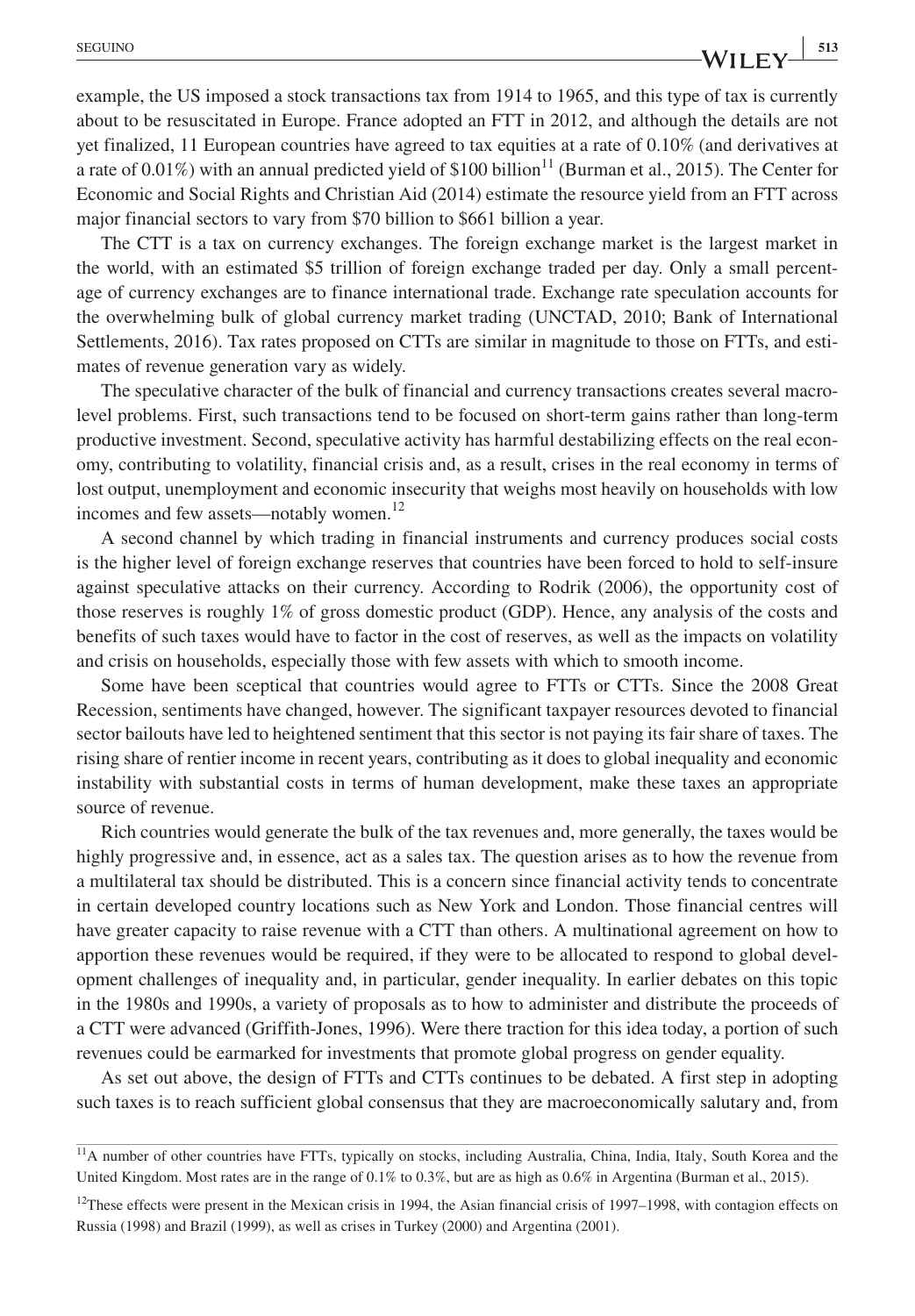example, the US imposed a stock transactions tax from 1914 to 1965, and this type of tax is currently about to be resuscitated in Europe. France adopted an FTT in 2012, and although the details are not yet finalized, 11 European countries have agreed to tax equities at a rate of 0.10% (and derivatives at a rate of 0.01%) with an annual predicted yield of \$100 billion[11] (Burman et al., 2015). The Center for Economic and Social Rights and Christian Aid (2014) estimate the resource yield from an FTT across major financial sectors to vary from \$70 billion to \$661 billion a year.

The CTT is a tax on currency exchanges. The foreign exchange market is the largest market in the world, with an estimated \$5 trillion of foreign exchange traded per day. Only a small percentage of currency exchanges are to finance international trade. Exchange rate speculation accounts for the overwhelming bulk of global currency market trading (UNCTAD, 2010; Bank of International Settlements, 2016). Tax rates proposed on CTTs are similar in magnitude to those on FTTs, and estimates of revenue generation vary as widely.

The speculative character of the bulk of financial and currency transactions creates several macro-level problems. First, such transactions tend to be focused on short-term gains rather than long-term productive investment. Second, speculative activity has harmful destabilizing effects on the real economy, contributing to volatility, financial crisis and, as a result, crises in the real economy in terms of lost output, unemployment and economic insecurity that weighs most heavily on households with low incomes and few assets—notably women.[12]

A second channel by which trading in financial instruments and currency produces social costs is the higher level of foreign exchange reserves that countries have been forced to hold to self-insure against speculative attacks on their currency. According to Rodrik (2006), the opportunity cost of those reserves is roughly 1% of gross domestic product (GDP). Hence, any analysis of the costs and benefits of such taxes would have to factor in the cost of reserves, as well as the impacts on volatility and crisis on households, especially those with few assets with which to smooth income.

Some have been sceptical that countries would agree to FTTs or CTTs. Since the 2008 Great Recession, sentiments have changed, however. The significant taxpayer resources devoted to financial sector bailouts have led to heightened sentiment that this sector is not paying its fair share of taxes. The rising share of rentier income in recent years, contributing as it does to global inequality and economic instability with substantial costs in terms of human development, make these taxes an appropriate source of revenue.

Rich countries would generate the bulk of the tax revenues and, more generally, the taxes would be highly progressive and, in essence, act as a sales tax. The question arises as to how the revenue from a multilateral tax should be distributed. This is a concern since financial activity tends to concentrate in certain developed country locations such as New York and London. Those financial centres will have greater capacity to raise revenue with a CTT than others. A multinational agreement on how to apportion these revenues would be required, if they were to be allocated to respond to global development challenges of inequality and, in particular, gender inequality. In earlier debates on this topic in the 1980s and 1990s, a variety of proposals as to how to administer and distribute the proceeds of a CTT were advanced (Griffith-Jones, 1996). Were there traction for this idea today, a portion of such revenues could be earmarked for investments that promote global progress on gender equality.

As set out above, the design of FTTs and CTTs continues to be debated. A first step in adopting such taxes is to reach sufficient global consensus that they are macroeconomically salutary and, from

[11] A number of other countries have FTTs, typically on stocks, including Australia, China, India, Italy, South Korea and the United Kingdom. Most rates are in the range of 0.1% to 0.3%, but are as high as 0.6% in Argentina (Burman et al., 2015).

[12] These effects were present in the Mexican crisis in 1994, the Asian financial crisis of 1997–1998, with contagion effects on Russia (1998) and Brazil (1999), as well as crises in Turkey (2000) and Argentina (2001).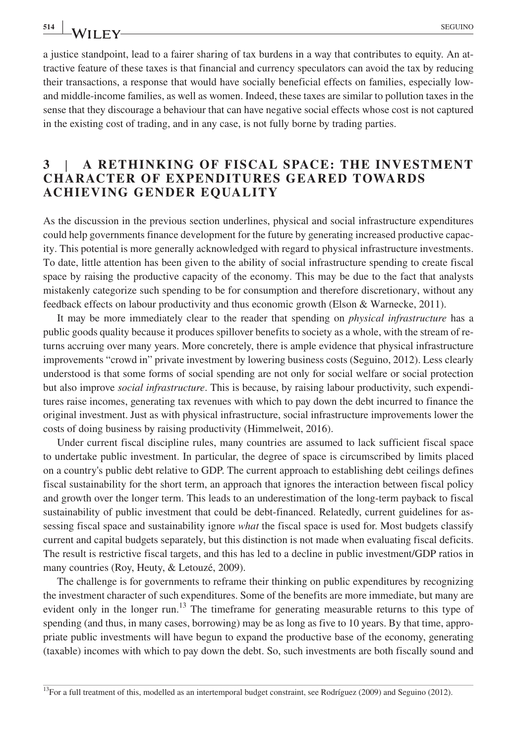a justice standpoint, lead to a fairer sharing of tax burdens in a way that contributes to equity. An attractive feature of these taxes is that financial and currency speculators can avoid the tax by reducing their transactions, a response that would have socially beneficial effects on families, especially low- and middle-income families, as well as women. Indeed, these taxes are similar to pollution taxes in the sense that they discourage a behaviour that can have negative social effects whose cost is not captured in the existing cost of trading, and in any case, is not fully borne by trading parties.

## 3 | A RETHINKING OF FISCAL SPACE: THE INVESTMENT CHARACTER OF EXPENDITURES GEARED TOWARDS ACHIEVING GENDER EQUALITY

As the discussion in the previous section underlines, physical and social infrastructure expenditures could help governments finance development for the future by generating increased productive capacity. This potential is more generally acknowledged with regard to physical infrastructure investments. To date, little attention has been given to the ability of social infrastructure spending to create fiscal space by raising the productive capacity of the economy. This may be due to the fact that analysts mistakenly categorize such spending to be for consumption and therefore discretionary, without any feedback effects on labour productivity and thus economic growth (Elson & Warnecke, 2011).

It may be more immediately clear to the reader that spending on *physical infrastructure* has a public goods quality because it produces spillover benefits to society as a whole, with the stream of returns accruing over many years. More concretely, there is ample evidence that physical infrastructure improvements "crowd in" private investment by lowering business costs (Seguino, 2012). Less clearly understood is that some forms of social spending are not only for social welfare or social protection but also improve *social infrastructure*. This is because, by raising labour productivity, such expenditures raise incomes, generating tax revenues with which to pay down the debt incurred to finance the original investment. Just as with physical infrastructure, social infrastructure improvements lower the costs of doing business by raising productivity (Himmelweit, 2016).

Under current fiscal discipline rules, many countries are assumed to lack sufficient fiscal space to undertake public investment. In particular, the degree of space is circumscribed by limits placed on a country's public debt relative to GDP. The current approach to establishing debt ceilings defines fiscal sustainability for the short term, an approach that ignores the interaction between fiscal policy and growth over the longer term. This leads to an underestimation of the long-term payback to fiscal sustainability of public investment that could be debt-financed. Relatedly, current guidelines for assessing fiscal space and sustainability ignore *what* the fiscal space is used for. Most budgets classify current and capital budgets separately, but this distinction is not made when evaluating fiscal deficits. The result is restrictive fiscal targets, and this has led to a decline in public investment/GDP ratios in many countries (Roy, Heuty, & Letouzé, 2009).

The challenge is for governments to reframe their thinking on public expenditures by recognizing the investment character of such expenditures. Some of the benefits are more immediate, but many are evident only in the longer run.[13] The timeframe for generating measurable returns to this type of spending (and thus, in many cases, borrowing) may be as long as five to 10 years. By that time, appropriate public investments will have begun to expand the productive base of the economy, generating (taxable) incomes with which to pay down the debt. So, such investments are both fiscally sound and

[13] For a full treatment of this, modelled as an intertemporal budget constraint, see Rodríguez (2009) and Seguino (2012).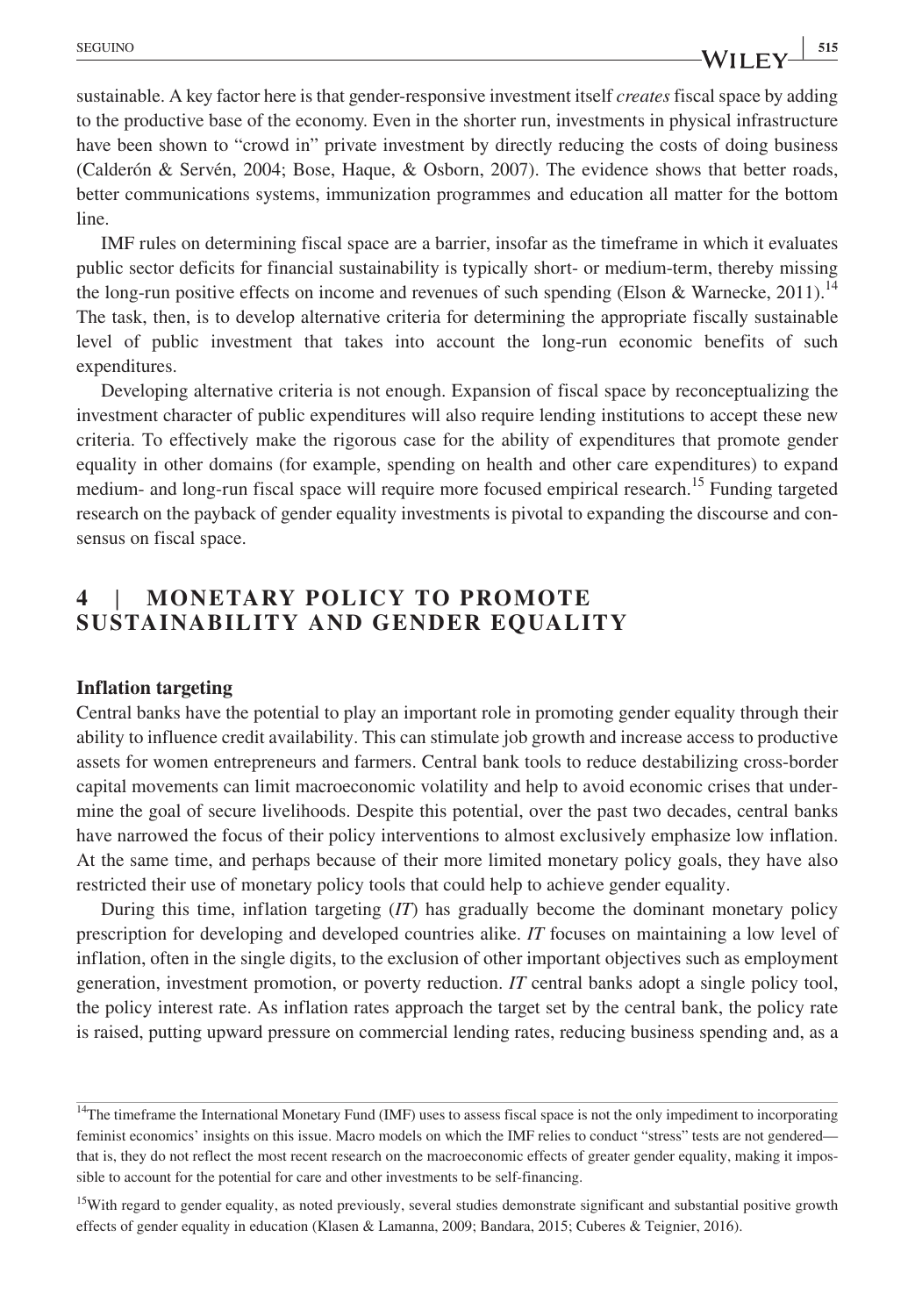sustainable. A key factor here is that gender-responsive investment itself *creates* fiscal space by adding to the productive base of the economy. Even in the shorter run, investments in physical infrastructure have been shown to "crowd in" private investment by directly reducing the costs of doing business (Calderón & Servén, 2004; Bose, Haque, & Osborn, 2007). The evidence shows that better roads, better communications systems, immunization programmes and education all matter for the bottom line.

IMF rules on determining fiscal space are a barrier, insofar as the timeframe in which it evaluates public sector deficits for financial sustainability is typically short- or medium-term, thereby missing the long-run positive effects on income and revenues of such spending (Elson & Warnecke, 2011).[14] The task, then, is to develop alternative criteria for determining the appropriate fiscally sustainable level of public investment that takes into account the long-run economic benefits of such expenditures.

Developing alternative criteria is not enough. Expansion of fiscal space by reconceptualizing the investment character of public expenditures will also require lending institutions to accept these new criteria. To effectively make the rigorous case for the ability of expenditures that promote gender equality in other domains (for example, spending on health and other care expenditures) to expand medium- and long-run fiscal space will require more focused empirical research.[15] Funding targeted research on the payback of gender equality investments is pivotal to expanding the discourse and consensus on fiscal space.

## 4 | MONETARY POLICY TO PROMOTE SUSTAINABILITY AND GENDER EQUALITY

### Inflation targeting

Central banks have the potential to play an important role in promoting gender equality through their ability to influence credit availability. This can stimulate job growth and increase access to productive assets for women entrepreneurs and farmers. Central bank tools to reduce destabilizing cross-border capital movements can limit macroeconomic volatility and help to avoid economic crises that undermine the goal of secure livelihoods. Despite this potential, over the past two decades, central banks have narrowed the focus of their policy interventions to almost exclusively emphasize low inflation. At the same time, and perhaps because of their more limited monetary policy goals, they have also restricted their use of monetary policy tools that could help to achieve gender equality.

During this time, inflation targeting (*IT*) has gradually become the dominant monetary policy prescription for developing and developed countries alike. *IT* focuses on maintaining a low level of inflation, often in the single digits, to the exclusion of other important objectives such as employment generation, investment promotion, or poverty reduction. *IT* central banks adopt a single policy tool, the policy interest rate. As inflation rates approach the target set by the central bank, the policy rate is raised, putting upward pressure on commercial lending rates, reducing business spending and, as a

[14] The timeframe the International Monetary Fund (IMF) uses to assess fiscal space is not the only impediment to incorporating feminist economics' insights on this issue. Macro models on which the IMF relies to conduct "stress" tests are not gendered—that is, they do not reflect the most recent research on the macroeconomic effects of greater gender equality, making it impossible to account for the potential for care and other investments to be self-financing.

[15] With regard to gender equality, as noted previously, several studies demonstrate significant and substantial positive growth effects of gender equality in education (Klasen & Lamanna, 2009; Bandara, 2015; Cuberes & Teignier, 2016).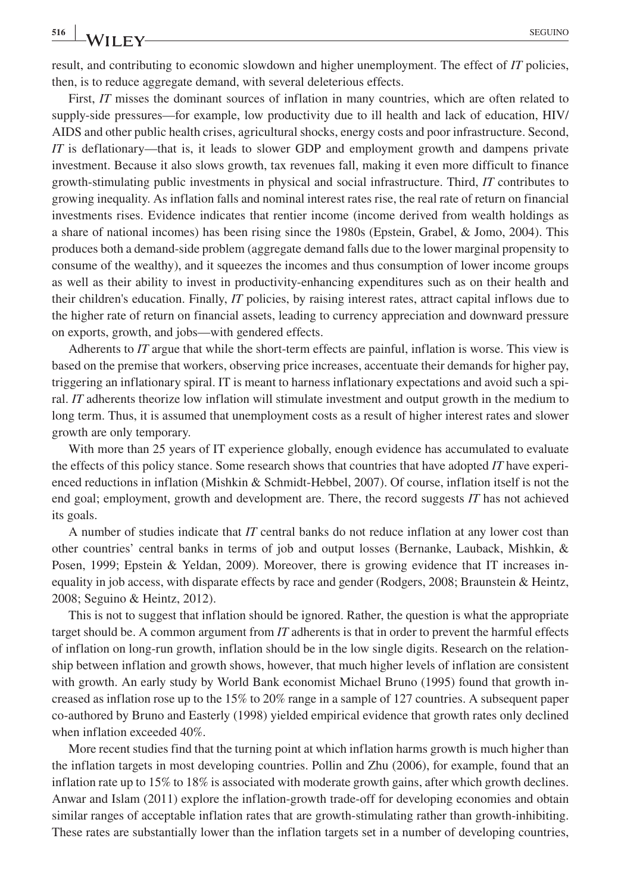result, and contributing to economic slowdown and higher unemployment. The effect of *IT* policies, then, is to reduce aggregate demand, with several deleterious effects.

First, *IT* misses the dominant sources of inflation in many countries, which are often related to supply-side pressures—for example, low productivity due to ill health and lack of education, HIV/AIDS and other public health crises, agricultural shocks, energy costs and poor infrastructure. Second, *IT* is deflationary—that is, it leads to slower GDP and employment growth and dampens private investment. Because it also slows growth, tax revenues fall, making it even more difficult to finance growth-stimulating public investments in physical and social infrastructure. Third, *IT* contributes to growing inequality. As inflation falls and nominal interest rates rise, the real rate of return on financial investments rises. Evidence indicates that rentier income (income derived from wealth holdings as a share of national incomes) has been rising since the 1980s (Epstein, Grabel, & Jomo, 2004). This produces both a demand-side problem (aggregate demand falls due to the lower marginal propensity to consume of the wealthy), and it squeezes the incomes and thus consumption of lower income groups as well as their ability to invest in productivity-enhancing expenditures such as on their health and their children's education. Finally, *IT* policies, by raising interest rates, attract capital inflows due to the higher rate of return on financial assets, leading to currency appreciation and downward pressure on exports, growth, and jobs—with gendered effects.

Adherents to *IT* argue that while the short-term effects are painful, inflation is worse. This view is based on the premise that workers, observing price increases, accentuate their demands for higher pay, triggering an inflationary spiral. IT is meant to harness inflationary expectations and avoid such a spiral. *IT* adherents theorize low inflation will stimulate investment and output growth in the medium to long term. Thus, it is assumed that unemployment costs as a result of higher interest rates and slower growth are only temporary.

With more than 25 years of IT experience globally, enough evidence has accumulated to evaluate the effects of this policy stance. Some research shows that countries that have adopted *IT* have experienced reductions in inflation (Mishkin & Schmidt-Hebbel, 2007). Of course, inflation itself is not the end goal; employment, growth and development are. There, the record suggests *IT* has not achieved its goals.

A number of studies indicate that *IT* central banks do not reduce inflation at any lower cost than other countries' central banks in terms of job and output losses (Bernanke, Lauback, Mishkin, & Posen, 1999; Epstein & Yeldan, 2009). Moreover, there is growing evidence that IT increases inequality in job access, with disparate effects by race and gender (Rodgers, 2008; Braunstein & Heintz, 2008; Seguino & Heintz, 2012).

This is not to suggest that inflation should be ignored. Rather, the question is what the appropriate target should be. A common argument from *IT* adherents is that in order to prevent the harmful effects of inflation on long-run growth, inflation should be in the low single digits. Research on the relationship between inflation and growth shows, however, that much higher levels of inflation are consistent with growth. An early study by World Bank economist Michael Bruno (1995) found that growth increased as inflation rose up to the 15% to 20% range in a sample of 127 countries. A subsequent paper co-authored by Bruno and Easterly (1998) yielded empirical evidence that growth rates only declined when inflation exceeded 40%.

More recent studies find that the turning point at which inflation harms growth is much higher than the inflation targets in most developing countries. Pollin and Zhu (2006), for example, found that an inflation rate up to 15% to 18% is associated with moderate growth gains, after which growth declines. Anwar and Islam (2011) explore the inflation-growth trade-off for developing economies and obtain similar ranges of acceptable inflation rates that are growth-stimulating rather than growth-inhibiting. These rates are substantially lower than the inflation targets set in a number of developing countries,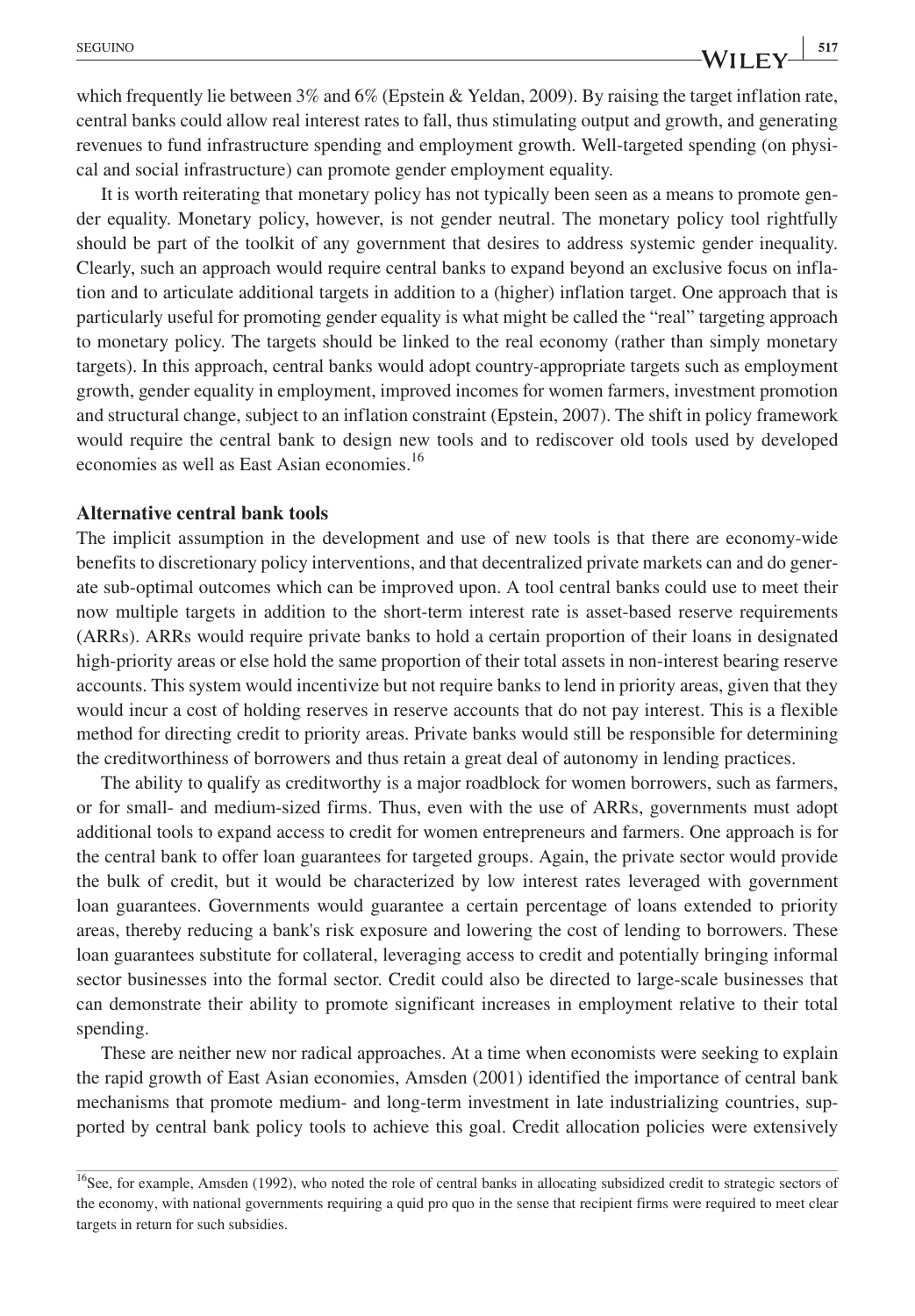which frequently lie between 3% and 6% (Epstein & Yeldan, 2009). By raising the target inflation rate, central banks could allow real interest rates to fall, thus stimulating output and growth, and generating revenues to fund infrastructure spending and employment growth. Well-targeted spending (on physical and social infrastructure) can promote gender employment equality.

It is worth reiterating that monetary policy has not typically been seen as a means to promote gender equality. Monetary policy, however, is not gender neutral. The monetary policy tool rightfully should be part of the toolkit of any government that desires to address systemic gender inequality. Clearly, such an approach would require central banks to expand beyond an exclusive focus on inflation and to articulate additional targets in addition to a (higher) inflation target. One approach that is particularly useful for promoting gender equality is what might be called the "real" targeting approach to monetary policy. The targets should be linked to the real economy (rather than simply monetary targets). In this approach, central banks would adopt country-appropriate targets such as employment growth, gender equality in employment, improved incomes for women farmers, investment promotion and structural change, subject to an inflation constraint (Epstein, 2007). The shift in policy framework would require the central bank to design new tools and to rediscover old tools used by developed economies as well as East Asian economies.[16]

### Alternative central bank tools

The implicit assumption in the development and use of new tools is that there are economy-wide benefits to discretionary policy interventions, and that decentralized private markets can and do generate sub-optimal outcomes which can be improved upon. A tool central banks could use to meet their now multiple targets in addition to the short-term interest rate is asset-based reserve requirements (ARRs). ARRs would require private banks to hold a certain proportion of their loans in designated high-priority areas or else hold the same proportion of their total assets in non-interest bearing reserve accounts. This system would incentivize but not require banks to lend in priority areas, given that they would incur a cost of holding reserves in reserve accounts that do not pay interest. This is a flexible method for directing credit to priority areas. Private banks would still be responsible for determining the creditworthiness of borrowers and thus retain a great deal of autonomy in lending practices.

The ability to qualify as creditworthy is a major roadblock for women borrowers, such as farmers, or for small- and medium-sized firms. Thus, even with the use of ARRs, governments must adopt additional tools to expand access to credit for women entrepreneurs and farmers. One approach is for the central bank to offer loan guarantees for targeted groups. Again, the private sector would provide the bulk of credit, but it would be characterized by low interest rates leveraged with government loan guarantees. Governments would guarantee a certain percentage of loans extended to priority areas, thereby reducing a bank's risk exposure and lowering the cost of lending to borrowers. These loan guarantees substitute for collateral, leveraging access to credit and potentially bringing informal sector businesses into the formal sector. Credit could also be directed to large-scale businesses that can demonstrate their ability to promote significant increases in employment relative to their total spending.

These are neither new nor radical approaches. At a time when economists were seeking to explain the rapid growth of East Asian economies, Amsden (2001) identified the importance of central bank mechanisms that promote medium- and long-term investment in late industrializing countries, supported by central bank policy tools to achieve this goal. Credit allocation policies were extensively

[16]See, for example, Amsden (1992), who noted the role of central banks in allocating subsidized credit to strategic sectors of the economy, with national governments requiring a quid pro quo in the sense that recipient firms were required to meet clear targets in return for such subsidies.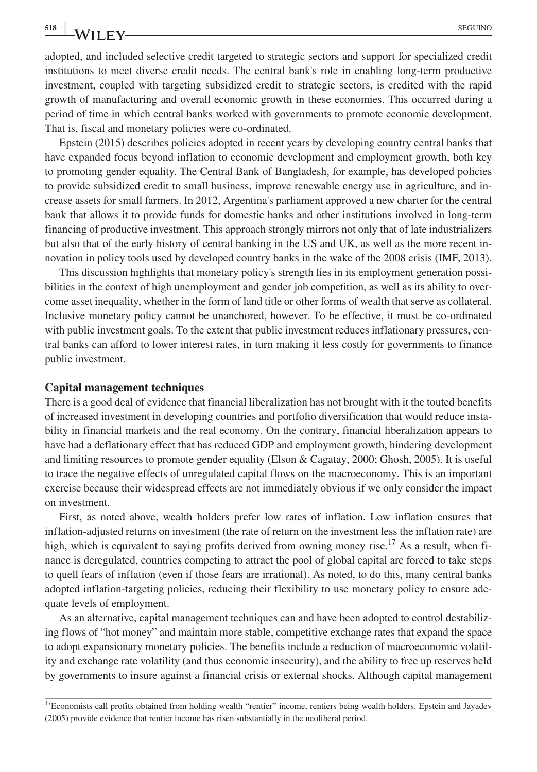adopted, and included selective credit targeted to strategic sectors and support for specialized credit institutions to meet diverse credit needs. The central bank's role in enabling long-term productive investment, coupled with targeting subsidized credit to strategic sectors, is credited with the rapid growth of manufacturing and overall economic growth in these economies. This occurred during a period of time in which central banks worked with governments to promote economic development. That is, fiscal and monetary policies were co-ordinated.

Epstein (2015) describes policies adopted in recent years by developing country central banks that have expanded focus beyond inflation to economic development and employment growth, both key to promoting gender equality. The Central Bank of Bangladesh, for example, has developed policies to provide subsidized credit to small business, improve renewable energy use in agriculture, and increase assets for small farmers. In 2012, Argentina's parliament approved a new charter for the central bank that allows it to provide funds for domestic banks and other institutions involved in long-term financing of productive investment. This approach strongly mirrors not only that of late industrializers but also that of the early history of central banking in the US and UK, as well as the more recent innovation in policy tools used by developed country banks in the wake of the 2008 crisis (IMF, 2013).

This discussion highlights that monetary policy's strength lies in its employment generation possibilities in the context of high unemployment and gender job competition, as well as its ability to overcome asset inequality, whether in the form of land title or other forms of wealth that serve as collateral. Inclusive monetary policy cannot be unanchored, however. To be effective, it must be co-ordinated with public investment goals. To the extent that public investment reduces inflationary pressures, central banks can afford to lower interest rates, in turn making it less costly for governments to finance public investment.

### Capital management techniques

There is a good deal of evidence that financial liberalization has not brought with it the touted benefits of increased investment in developing countries and portfolio diversification that would reduce instability in financial markets and the real economy. On the contrary, financial liberalization appears to have had a deflationary effect that has reduced GDP and employment growth, hindering development and limiting resources to promote gender equality (Elson & Cagatay, 2000; Ghosh, 2005). It is useful to trace the negative effects of unregulated capital flows on the macroeconomy. This is an important exercise because their widespread effects are not immediately obvious if we only consider the impact on investment.

First, as noted above, wealth holders prefer low rates of inflation. Low inflation ensures that inflation-adjusted returns on investment (the rate of return on the investment less the inflation rate) are high, which is equivalent to saying profits derived from owning money rise.[17] As a result, when finance is deregulated, countries competing to attract the pool of global capital are forced to take steps to quell fears of inflation (even if those fears are irrational). As noted, to do this, many central banks adopted inflation-targeting policies, reducing their flexibility to use monetary policy to ensure adequate levels of employment.

As an alternative, capital management techniques can and have been adopted to control destabilizing flows of "hot money" and maintain more stable, competitive exchange rates that expand the space to adopt expansionary monetary policies. The benefits include a reduction of macroeconomic volatility and exchange rate volatility (and thus economic insecurity), and the ability to free up reserves held by governments to insure against a financial crisis or external shocks. Although capital management

[17] Economists call profits obtained from holding wealth "rentier" income, rentiers being wealth holders. Epstein and Jayadev (2005) provide evidence that rentier income has risen substantially in the neoliberal period.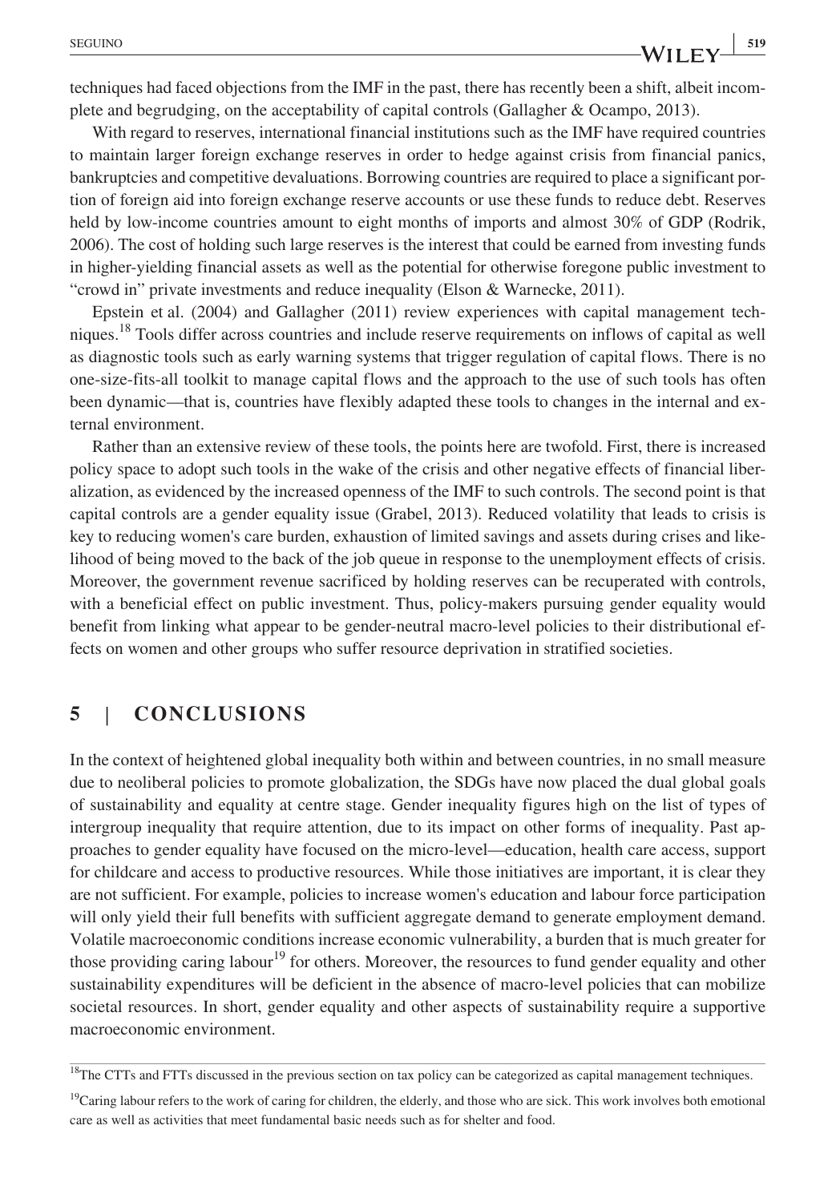techniques had faced objections from the IMF in the past, there has recently been a shift, albeit incomplete and begrudging, on the acceptability of capital controls (Gallagher & Ocampo, 2013).

With regard to reserves, international financial institutions such as the IMF have required countries to maintain larger foreign exchange reserves in order to hedge against crisis from financial panics, bankruptcies and competitive devaluations. Borrowing countries are required to place a significant portion of foreign aid into foreign exchange reserve accounts or use these funds to reduce debt. Reserves held by low-income countries amount to eight months of imports and almost 30% of GDP (Rodrik, 2006). The cost of holding such large reserves is the interest that could be earned from investing funds in higher-yielding financial assets as well as the potential for otherwise foregone public investment to "crowd in" private investments and reduce inequality (Elson & Warnecke, 2011).

Epstein et al. (2004) and Gallagher (2011) review experiences with capital management techniques.[18] Tools differ across countries and include reserve requirements on inflows of capital as well as diagnostic tools such as early warning systems that trigger regulation of capital flows. There is no one-size-fits-all toolkit to manage capital flows and the approach to the use of such tools has often been dynamic—that is, countries have flexibly adapted these tools to changes in the internal and external environment.

Rather than an extensive review of these tools, the points here are twofold. First, there is increased policy space to adopt such tools in the wake of the crisis and other negative effects of financial liberalization, as evidenced by the increased openness of the IMF to such controls. The second point is that capital controls are a gender equality issue (Grabel, 2013). Reduced volatility that leads to crisis is key to reducing women's care burden, exhaustion of limited savings and assets during crises and likelihood of being moved to the back of the job queue in response to the unemployment effects of crisis. Moreover, the government revenue sacrificed by holding reserves can be recuperated with controls, with a beneficial effect on public investment. Thus, policy-makers pursuing gender equality would benefit from linking what appear to be gender-neutral macro-level policies to their distributional effects on women and other groups who suffer resource deprivation in stratified societies.

## 5 | CONCLUSIONS

In the context of heightened global inequality both within and between countries, in no small measure due to neoliberal policies to promote globalization, the SDGs have now placed the dual global goals of sustainability and equality at centre stage. Gender inequality figures high on the list of types of intergroup inequality that require attention, due to its impact on other forms of inequality. Past approaches to gender equality have focused on the micro-level—education, health care access, support for childcare and access to productive resources. While those initiatives are important, it is clear they are not sufficient. For example, policies to increase women's education and labour force participation will only yield their full benefits with sufficient aggregate demand to generate employment demand. Volatile macroeconomic conditions increase economic vulnerability, a burden that is much greater for those providing caring labour[19] for others. Moreover, the resources to fund gender equality and other sustainability expenditures will be deficient in the absence of macro-level policies that can mobilize societal resources. In short, gender equality and other aspects of sustainability require a supportive macroeconomic environment.

[18] The CTTs and FTTs discussed in the previous section on tax policy can be categorized as capital management techniques.

[19] Caring labour refers to the work of caring for children, the elderly, and those who are sick. This work involves both emotional care as well as activities that meet fundamental basic needs such as for shelter and food.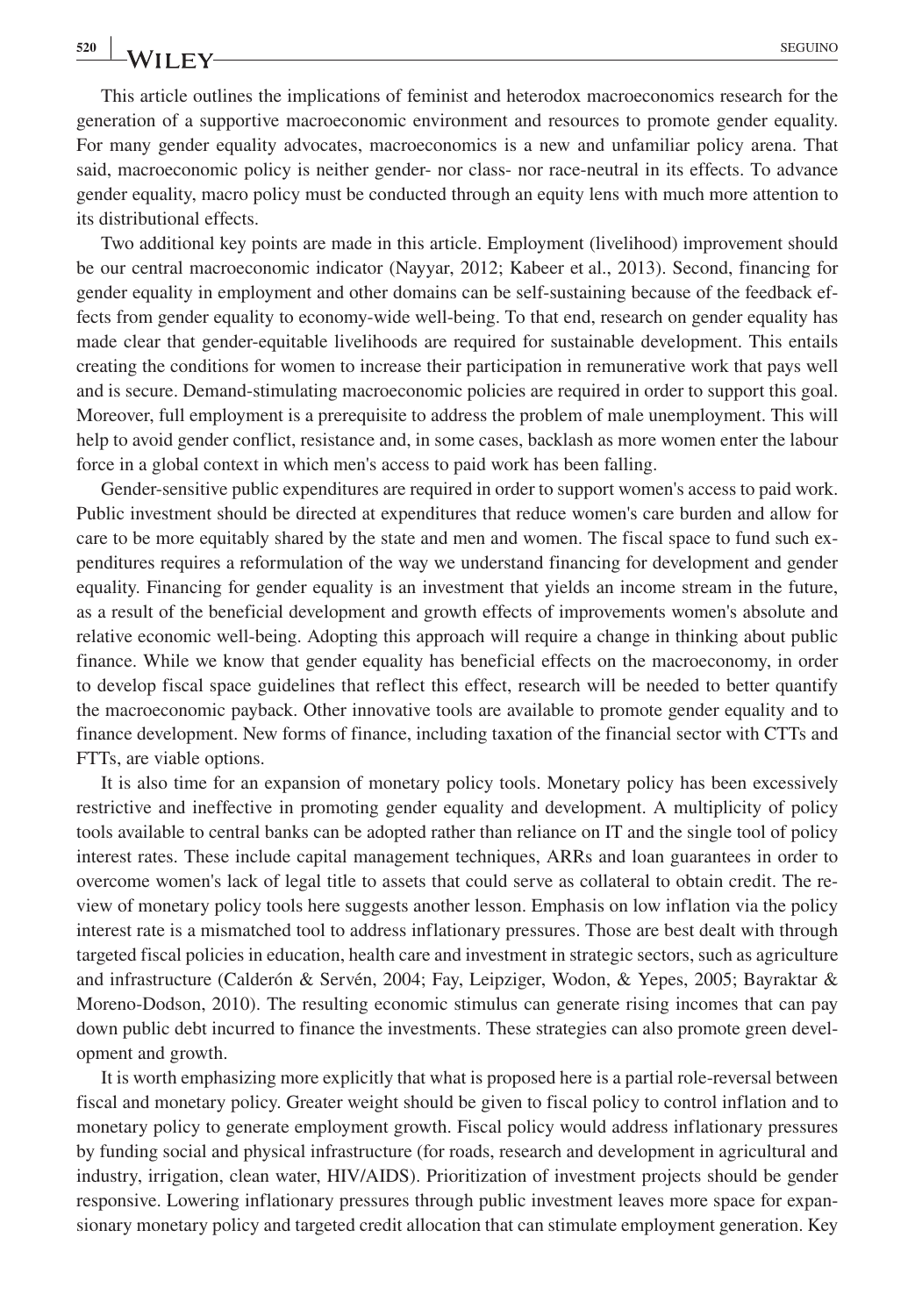This article outlines the implications of feminist and heterodox macroeconomics research for the generation of a supportive macroeconomic environment and resources to promote gender equality. For many gender equality advocates, macroeconomics is a new and unfamiliar policy arena. That said, macroeconomic policy is neither gender- nor class- nor race-neutral in its effects. To advance gender equality, macro policy must be conducted through an equity lens with much more attention to its distributional effects.

Two additional key points are made in this article. Employment (livelihood) improvement should be our central macroeconomic indicator (Nayyar, 2012; Kabeer et al., 2013). Second, financing for gender equality in employment and other domains can be self-sustaining because of the feedback effects from gender equality to economy-wide well-being. To that end, research on gender equality has made clear that gender-equitable livelihoods are required for sustainable development. This entails creating the conditions for women to increase their participation in remunerative work that pays well and is secure. Demand-stimulating macroeconomic policies are required in order to support this goal. Moreover, full employment is a prerequisite to address the problem of male unemployment. This will help to avoid gender conflict, resistance and, in some cases, backlash as more women enter the labour force in a global context in which men's access to paid work has been falling.

Gender-sensitive public expenditures are required in order to support women's access to paid work. Public investment should be directed at expenditures that reduce women's care burden and allow for care to be more equitably shared by the state and men and women. The fiscal space to fund such expenditures requires a reformulation of the way we understand financing for development and gender equality. Financing for gender equality is an investment that yields an income stream in the future, as a result of the beneficial development and growth effects of improvements women's absolute and relative economic well-being. Adopting this approach will require a change in thinking about public finance. While we know that gender equality has beneficial effects on the macroeconomy, in order to develop fiscal space guidelines that reflect this effect, research will be needed to better quantify the macroeconomic payback. Other innovative tools are available to promote gender equality and to finance development. New forms of finance, including taxation of the financial sector with CTTs and FTTs, are viable options.

It is also time for an expansion of monetary policy tools. Monetary policy has been excessively restrictive and ineffective in promoting gender equality and development. A multiplicity of policy tools available to central banks can be adopted rather than reliance on IT and the single tool of policy interest rates. These include capital management techniques, ARRs and loan guarantees in order to overcome women's lack of legal title to assets that could serve as collateral to obtain credit. The review of monetary policy tools here suggests another lesson. Emphasis on low inflation via the policy interest rate is a mismatched tool to address inflationary pressures. Those are best dealt with through targeted fiscal policies in education, health care and investment in strategic sectors, such as agriculture and infrastructure (Calderón & Servén, 2004; Fay, Leipziger, Wodon, & Yepes, 2005; Bayraktar & Moreno-Dodson, 2010). The resulting economic stimulus can generate rising incomes that can pay down public debt incurred to finance the investments. These strategies can also promote green development and growth.

It is worth emphasizing more explicitly that what is proposed here is a partial role-reversal between fiscal and monetary policy. Greater weight should be given to fiscal policy to control inflation and to monetary policy to generate employment growth. Fiscal policy would address inflationary pressures by funding social and physical infrastructure (for roads, research and development in agricultural and industry, irrigation, clean water, HIV/AIDS). Prioritization of investment projects should be gender responsive. Lowering inflationary pressures through public investment leaves more space for expansionary monetary policy and targeted credit allocation that can stimulate employment generation. Key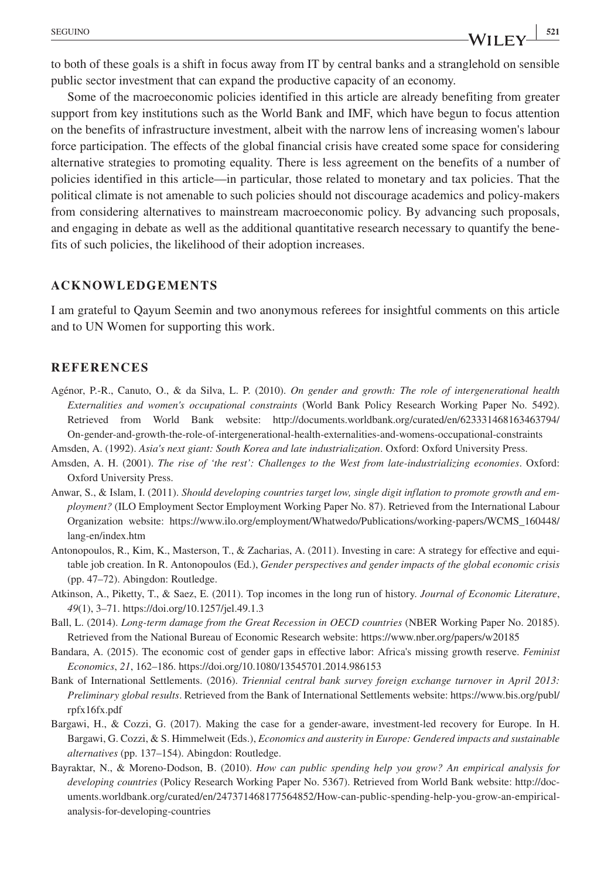to both of these goals is a shift in focus away from IT by central banks and a stranglehold on sensible public sector investment that can expand the productive capacity of an economy.

Some of the macroeconomic policies identified in this article are already benefiting from greater support from key institutions such as the World Bank and IMF, which have begun to focus attention on the benefits of infrastructure investment, albeit with the narrow lens of increasing women's labour force participation. The effects of the global financial crisis have created some space for considering alternative strategies to promoting equality. There is less agreement on the benefits of a number of policies identified in this article—in particular, those related to monetary and tax policies. That the political climate is not amenable to such policies should not discourage academics and policy-makers from considering alternatives to mainstream macroeconomic policy. By advancing such proposals, and engaging in debate as well as the additional quantitative research necessary to quantify the benefits of such policies, the likelihood of their adoption increases.

## ACKNOWLEDGEMENTS

I am grateful to Qayum Seemin and two anonymous referees for insightful comments on this article and to UN Women for supporting this work.

## REFERENCES

Agénor, P.-R., Canuto, O., & da Silva, L. P. (2010). *On gender and growth: The role of intergenerational health Externalities and women's occupational constraints* (World Bank Policy Research Working Paper No. 5492). Retrieved from World Bank website: http://documents.worldbank.org/curated/en/623331468163463794/On-gender-and-growth-the-role-of-intergenerational-health-externalities-and-womens-occupational-constraints

Amsden, A. (1992). *Asia's next giant: South Korea and late industrialization*. Oxford: Oxford University Press.

Amsden, A. H. (2001). *The rise of 'the rest': Challenges to the West from late-industrializing economies*. Oxford: Oxford University Press.

Anwar, S., & Islam, I. (2011). *Should developing countries target low, single digit inflation to promote growth and employment?* (ILO Employment Sector Employment Working Paper No. 87). Retrieved from the International Labour Organization website: https://www.ilo.org/employment/Whatwedo/Publications/working-papers/WCMS_160448/lang-en/index.htm

Antonopoulos, R., Kim, K., Masterson, T., & Zacharias, A. (2011). Investing in care: A strategy for effective and equitable job creation. In R. Antonopoulos (Ed.), *Gender perspectives and gender impacts of the global economic crisis* (pp. 47–72). Abingdon: Routledge.

Atkinson, A., Piketty, T., & Saez, E. (2011). Top incomes in the long run of history. *Journal of Economic Literature*, *49*(1), 3–71. https://doi.org/10.1257/jel.49.1.3

Ball, L. (2014). *Long-term damage from the Great Recession in OECD countries* (NBER Working Paper No. 20185). Retrieved from the National Bureau of Economic Research website: https://www.nber.org/papers/w20185

Bandara, A. (2015). The economic cost of gender gaps in effective labor: Africa's missing growth reserve. *Feminist Economics*, *21*, 162–186. https://doi.org/10.1080/13545701.2014.986153

Bank of International Settlements. (2016). *Triennial central bank survey foreign exchange turnover in April 2013: Preliminary global results*. Retrieved from the Bank of International Settlements website: https://www.bis.org/publ/rpfx16fx.pdf

Bargawi, H., & Cozzi, G. (2017). Making the case for a gender-aware, investment-led recovery for Europe. In H. Bargawi, G. Cozzi, & S. Himmelweit (Eds.), *Economics and austerity in Europe: Gendered impacts and sustainable alternatives* (pp. 137–154). Abingdon: Routledge.

Bayraktar, N., & Moreno-Dodson, B. (2010). *How can public spending help you grow? An empirical analysis for developing countries* (Policy Research Working Paper No. 5367). Retrieved from World Bank website: http://documents.worldbank.org/curated/en/247371468177564852/How-can-public-spending-help-you-grow-an-empirical-analysis-for-developing-countries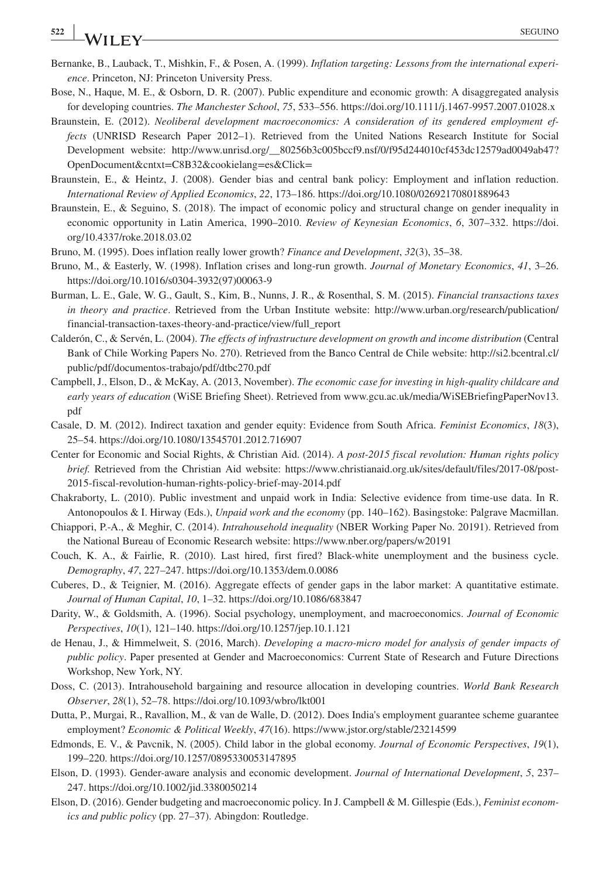Bernanke, B., Lauback, T., Mishkin, F., & Posen, A. (1999). *Inflation targeting: Lessons from the international experience*. Princeton, NJ: Princeton University Press.

Bose, N., Haque, M. E., & Osborn, D. R. (2007). Public expenditure and economic growth: A disaggregated analysis for developing countries. *The Manchester School*, *75*, 533–556. https://doi.org/10.1111/j.1467-9957.2007.01028.x

Braunstein, E. (2012). *Neoliberal development macroeconomics: A consideration of its gendered employment effects* (UNRISD Research Paper 2012–1). Retrieved from the United Nations Research Institute for Social Development website: http://www.unrisd.org/__80256b3c005bccf9.nsf/0/f95d244010cf453dc12579ad0049ab47?OpenDocument&cntxt=C8B32&cookielang=es&Click=

Braunstein, E., & Heintz, J. (2008). Gender bias and central bank policy: Employment and inflation reduction. *International Review of Applied Economics*, *22*, 173–186. https://doi.org/10.1080/02692170801889643

Braunstein, E., & Seguino, S. (2018). The impact of economic policy and structural change on gender inequality in economic opportunity in Latin America, 1990–2010. *Review of Keynesian Economics*, *6*, 307–332. https://doi.org/10.4337/roke.2018.03.02

Bruno, M. (1995). Does inflation really lower growth? *Finance and Development*, *32*(3), 35–38.

Bruno, M., & Easterly, W. (1998). Inflation crises and long-run growth. *Journal of Monetary Economics*, *41*, 3–26. https://doi.org/10.1016/s0304-3932(97)00063-9

Burman, L. E., Gale, W. G., Gault, S., Kim, B., Nunns, J. R., & Rosenthal, S. M. (2015). *Financial transactions taxes in theory and practice*. Retrieved from the Urban Institute website: http://www.urban.org/research/publication/financial-transaction-taxes-theory-and-practice/view/full_report

Calderón, C., & Servén, L. (2004). *The effects of infrastructure development on growth and income distribution* (Central Bank of Chile Working Papers No. 270). Retrieved from the Banco Central de Chile website: http://si2.bcentral.cl/public/pdf/documentos-trabajo/pdf/dtbc270.pdf

Campbell, J., Elson, D., & McKay, A. (2013, November). *The economic case for investing in high-quality childcare and early years of education* (WiSE Briefing Sheet). Retrieved from www.gcu.ac.uk/media/WiSEBriefingPaperNov13.pdf

Casale, D. M. (2012). Indirect taxation and gender equity: Evidence from South Africa. *Feminist Economics*, *18*(3), 25–54. https://doi.org/10.1080/13545701.2012.716907

Center for Economic and Social Rights, & Christian Aid. (2014). *A post-2015 fiscal revolution: Human rights policy brief.* Retrieved from the Christian Aid website: https://www.christianaid.org.uk/sites/default/files/2017-08/post-2015-fiscal-revolution-human-rights-policy-brief-may-2014.pdf

Chakraborty, L. (2010). Public investment and unpaid work in India: Selective evidence from time-use data. In R. Antonopoulos & I. Hirway (Eds.), *Unpaid work and the economy* (pp. 140–162). Basingstoke: Palgrave Macmillan.

Chiappori, P.-A., & Meghir, C. (2014). *Intrahousehold inequality* (NBER Working Paper No. 20191). Retrieved from the National Bureau of Economic Research website: https://www.nber.org/papers/w20191

Couch, K. A., & Fairlie, R. (2010). Last hired, first fired? Black-white unemployment and the business cycle. *Demography*, *47*, 227–247. https://doi.org/10.1353/dem.0.0086

Cuberes, D., & Teignier, M. (2016). Aggregate effects of gender gaps in the labor market: A quantitative estimate. *Journal of Human Capital*, *10*, 1–32. https://doi.org/10.1086/683847

Darity, W., & Goldsmith, A. (1996). Social psychology, unemployment, and macroeconomics. *Journal of Economic Perspectives*, *10*(1), 121–140. https://doi.org/10.1257/jep.10.1.121

de Henau, J., & Himmelweit, S. (2016, March). *Developing a macro-micro model for analysis of gender impacts of public policy*. Paper presented at Gender and Macroeconomics: Current State of Research and Future Directions Workshop, New York, NY.

Doss, C. (2013). Intrahousehold bargaining and resource allocation in developing countries. *World Bank Research Observer*, *28*(1), 52–78. https://doi.org/10.1093/wbro/lkt001

Dutta, P., Murgai, R., Ravallion, M., & van de Walle, D. (2012). Does India's employment guarantee scheme guarantee employment? *Economic & Political Weekly*, *47*(16). https://www.jstor.org/stable/23214599

Edmonds, E. V., & Pavcnik, N. (2005). Child labor in the global economy. *Journal of Economic Perspectives*, *19*(1), 199–220. https://doi.org/10.1257/0895330053147895

Elson, D. (1993). Gender-aware analysis and economic development. *Journal of International Development*, *5*, 237–247. https://doi.org/10.1002/jid.3380050214

Elson, D. (2016). Gender budgeting and macroeconomic policy. In J. Campbell & M. Gillespie (Eds.), *Feminist economics and public policy* (pp. 27–37). Abingdon: Routledge.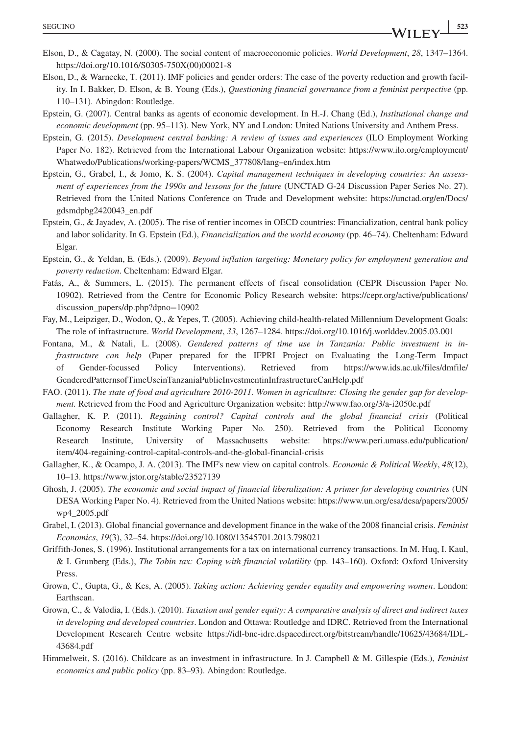Elson, D., & Cagatay, N. (2000). The social content of macroeconomic policies. *World Development*, *28*, 1347–1364. https://doi.org/10.1016/S0305-750X(00)00021-8

Elson, D., & Warnecke, T. (2011). IMF policies and gender orders: The case of the poverty reduction and growth facility. In I. Bakker, D. Elson, & B. Young (Eds.), *Questioning financial governance from a feminist perspective* (pp. 110–131). Abingdon: Routledge.

Epstein, G. (2007). Central banks as agents of economic development. In H.-J. Chang (Ed.), *Institutional change and economic development* (pp. 95–113). New York, NY and London: United Nations University and Anthem Press.

Epstein, G. (2015). *Development central banking: A review of issues and experiences* (ILO Employment Working Paper No. 182). Retrieved from the International Labour Organization website: https://www.ilo.org/employment/Whatwedo/Publications/working-papers/WCMS_377808/lang–en/index.htm

Epstein, G., Grabel, I., & Jomo, K. S. (2004). *Capital management techniques in developing countries: An assessment of experiences from the 1990s and lessons for the future* (UNCTAD G-24 Discussion Paper Series No. 27). Retrieved from the United Nations Conference on Trade and Development website: https://unctad.org/en/Docs/gdsmdpbg2420043_en.pdf

Epstein, G., & Jayadev, A. (2005). The rise of rentier incomes in OECD countries: Financialization, central bank policy and labor solidarity. In G. Epstein (Ed.), *Financialization and the world economy* (pp. 46–74). Cheltenham: Edward Elgar.

Epstein, G., & Yeldan, E. (Eds.). (2009). *Beyond inflation targeting: Monetary policy for employment generation and poverty reduction*. Cheltenham: Edward Elgar.

Fatás, A., & Summers, L. (2015). The permanent effects of fiscal consolidation (CEPR Discussion Paper No. 10902). Retrieved from the Centre for Economic Policy Research website: https://cepr.org/active/publications/discussion_papers/dp.php?dpno=10902

Fay, M., Leipziger, D., Wodon, Q., & Yepes, T. (2005). Achieving child-health-related Millennium Development Goals: The role of infrastructure. *World Development*, *33*, 1267–1284. https://doi.org/10.1016/j.worlddev.2005.03.001

Fontana, M., & Natali, L. (2008). *Gendered patterns of time use in Tanzania: Public investment in infrastructure can help* (Paper prepared for the IFPRI Project on Evaluating the Long-Term Impact of Gender-focussed Policy Interventions). Retrieved from https://www.ids.ac.uk/files/dmfile/GenderedPatternsofTimeUseinTanzaniaPublicInvestmentinInfrastructureCanHelp.pdf

FAO. (2011). *The state of food and agriculture 2010-2011. Women in agriculture: Closing the gender gap for development.* Retrieved from the Food and Agriculture Organization website: http://www.fao.org/3/a-i2050e.pdf

Gallagher, K. P. (2011). *Regaining control? Capital controls and the global financial crisis* (Political Economy Research Institute Working Paper No. 250). Retrieved from the Political Economy Research Institute, University of Massachusetts website: https://www.peri.umass.edu/publication/item/404-regaining-control-capital-controls-and-the-global-financial-crisis

Gallagher, K., & Ocampo, J. A. (2013). The IMF's new view on capital controls. *Economic & Political Weekly*, *48*(12), 10–13. https://www.jstor.org/stable/23527139

Ghosh, J. (2005). *The economic and social impact of financial liberalization: A primer for developing countries* (UN DESA Working Paper No. 4). Retrieved from the United Nations website: https://www.un.org/esa/desa/papers/2005/wp4_2005.pdf

Grabel, I. (2013). Global financial governance and development finance in the wake of the 2008 financial crisis. *Feminist Economics*, *19*(3), 32–54. https://doi.org/10.1080/13545701.2013.798021

Griffith-Jones, S. (1996). Institutional arrangements for a tax on international currency transactions. In M. Huq, I. Kaul, & I. Grunberg (Eds.), *The Tobin tax: Coping with financial volatility* (pp. 143–160). Oxford: Oxford University Press.

Grown, C., Gupta, G., & Kes, A. (2005). *Taking action: Achieving gender equality and empowering women*. London: Earthscan.

Grown, C., & Valodia, I. (Eds.). (2010). *Taxation and gender equity: A comparative analysis of direct and indirect taxes in developing and developed countries*. London and Ottawa: Routledge and IDRC. Retrieved from the International Development Research Centre website https://idl-bnc-idrc.dspacedirect.org/bitstream/handle/10625/43684/IDL-43684.pdf

Himmelweit, S. (2016). Childcare as an investment in infrastructure. In J. Campbell & M. Gillespie (Eds.), *Feminist economics and public policy* (pp. 83–93). Abingdon: Routledge.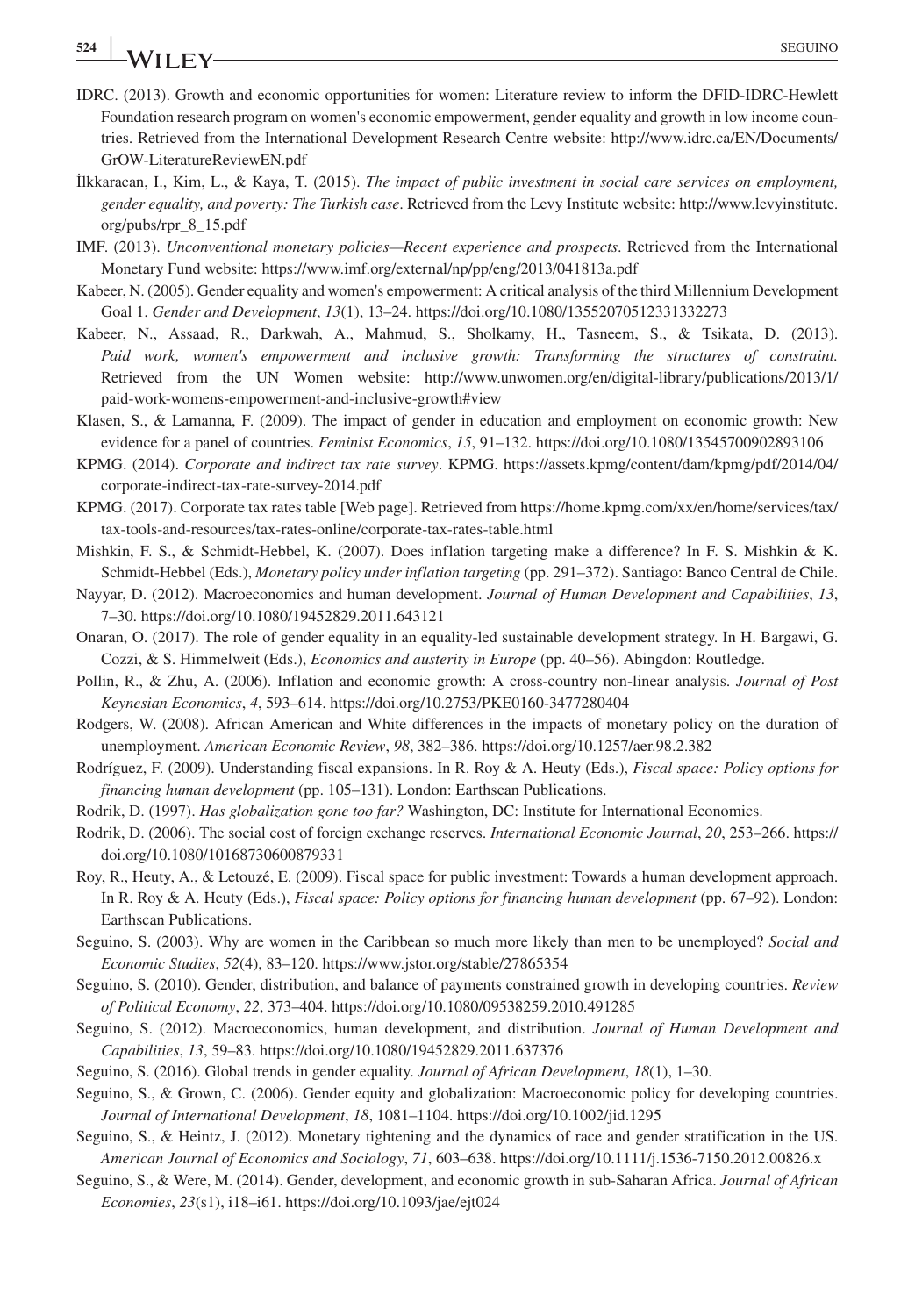IDRC. (2013). Growth and economic opportunities for women: Literature review to inform the DFID-IDRC-Hewlett Foundation research program on women's economic empowerment, gender equality and growth in low income countries. Retrieved from the International Development Research Centre website: http://www.idrc.ca/EN/Documents/GrOW-LiteratureReviewEN.pdf

İlkkaracan, I., Kim, L., & Kaya, T. (2015). *The impact of public investment in social care services on employment, gender equality, and poverty: The Turkish case*. Retrieved from the Levy Institute website: http://www.levyinstitute.org/pubs/rpr_8_15.pdf

IMF. (2013). *Unconventional monetary policies—Recent experience and prospects*. Retrieved from the International Monetary Fund website: https://www.imf.org/external/np/pp/eng/2013/041813a.pdf

Kabeer, N. (2005). Gender equality and women's empowerment: A critical analysis of the third Millennium Development Goal 1. *Gender and Development*, *13*(1), 13–24. https://doi.org/10.1080/13552070512331332273

Kabeer, N., Assaad, R., Darkwah, A., Mahmud, S., Sholkamy, H., Tasneem, S., & Tsikata, D. (2013). *Paid work, women's empowerment and inclusive growth: Transforming the structures of constraint.* Retrieved from the UN Women website: http://www.unwomen.org/en/digital-library/publications/2013/1/paid-work-womens-empowerment-and-inclusive-growth#view

Klasen, S., & Lamanna, F. (2009). The impact of gender in education and employment on economic growth: New evidence for a panel of countries. *Feminist Economics*, *15*, 91–132. https://doi.org/10.1080/13545700902893106

KPMG. (2014). *Corporate and indirect tax rate survey*. KPMG. https://assets.kpmg/content/dam/kpmg/pdf/2014/04/corporate-indirect-tax-rate-survey-2014.pdf

KPMG. (2017). Corporate tax rates table [Web page]. Retrieved from https://home.kpmg.com/xx/en/home/services/tax/tax-tools-and-resources/tax-rates-online/corporate-tax-rates-table.html

Mishkin, F. S., & Schmidt-Hebbel, K. (2007). Does inflation targeting make a difference? In F. S. Mishkin & K. Schmidt-Hebbel (Eds.), *Monetary policy under inflation targeting* (pp. 291–372). Santiago: Banco Central de Chile.

Nayyar, D. (2012). Macroeconomics and human development. *Journal of Human Development and Capabilities*, *13*, 7–30. https://doi.org/10.1080/19452829.2011.643121

Onaran, O. (2017). The role of gender equality in an equality-led sustainable development strategy. In H. Bargawi, G. Cozzi, & S. Himmelweit (Eds.), *Economics and austerity in Europe* (pp. 40–56). Abingdon: Routledge.

Pollin, R., & Zhu, A. (2006). Inflation and economic growth: A cross-country non-linear analysis. *Journal of Post Keynesian Economics*, *4*, 593–614. https://doi.org/10.2753/PKE0160-3477280404

Rodgers, W. (2008). African American and White differences in the impacts of monetary policy on the duration of unemployment. *American Economic Review*, *98*, 382–386. https://doi.org/10.1257/aer.98.2.382

Rodríguez, F. (2009). Understanding fiscal expansions. In R. Roy & A. Heuty (Eds.), *Fiscal space: Policy options for financing human development* (pp. 105–131). London: Earthscan Publications.

Rodrik, D. (1997). *Has globalization gone too far?* Washington, DC: Institute for International Economics.

Rodrik, D. (2006). The social cost of foreign exchange reserves. *International Economic Journal*, *20*, 253–266. https://doi.org/10.1080/10168730600879331

Roy, R., Heuty, A., & Letouzé, E. (2009). Fiscal space for public investment: Towards a human development approach. In R. Roy & A. Heuty (Eds.), *Fiscal space: Policy options for financing human development* (pp. 67–92). London: Earthscan Publications.

Seguino, S. (2003). Why are women in the Caribbean so much more likely than men to be unemployed? *Social and Economic Studies*, *52*(4), 83–120. https://www.jstor.org/stable/27865354

Seguino, S. (2010). Gender, distribution, and balance of payments constrained growth in developing countries. *Review of Political Economy*, *22*, 373–404. https://doi.org/10.1080/09538259.2010.491285

Seguino, S. (2012). Macroeconomics, human development, and distribution. *Journal of Human Development and Capabilities*, *13*, 59–83. https://doi.org/10.1080/19452829.2011.637376

Seguino, S. (2016). Global trends in gender equality. *Journal of African Development*, *18*(1), 1–30.

Seguino, S., & Grown, C. (2006). Gender equity and globalization: Macroeconomic policy for developing countries. *Journal of International Development*, *18*, 1081–1104. https://doi.org/10.1002/jid.1295

Seguino, S., & Heintz, J. (2012). Monetary tightening and the dynamics of race and gender stratification in the US. *American Journal of Economics and Sociology*, *71*, 603–638. https://doi.org/10.1111/j.1536-7150.2012.00826.x

Seguino, S., & Were, M. (2014). Gender, development, and economic growth in sub-Saharan Africa. *Journal of African Economies*, *23*(s1), i18–i61. https://doi.org/10.1093/jae/ejt024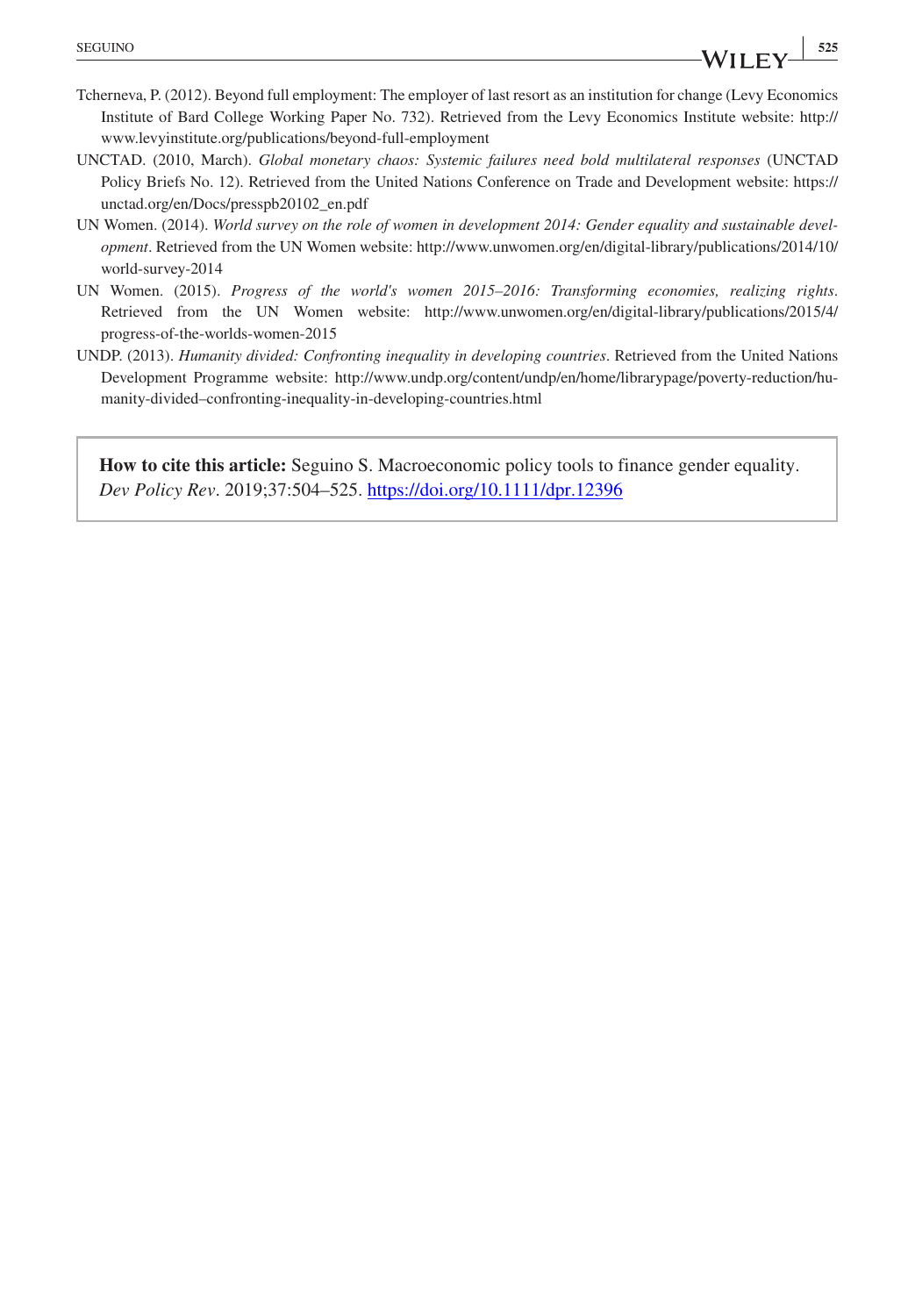Tcherneva, P. (2012). Beyond full employment: The employer of last resort as an institution for change (Levy Economics Institute of Bard College Working Paper No. 732). Retrieved from the Levy Economics Institute website: http://www.levyinstitute.org/publications/beyond-full-employment

UNCTAD. (2010, March). *Global monetary chaos: Systemic failures need bold multilateral responses* (UNCTAD Policy Briefs No. 12). Retrieved from the United Nations Conference on Trade and Development website: https://unctad.org/en/Docs/presspb20102_en.pdf

UN Women. (2014). *World survey on the role of women in development 2014: Gender equality and sustainable development*. Retrieved from the UN Women website: http://www.unwomen.org/en/digital-library/publications/2014/10/world-survey-2014

UN Women. (2015). *Progress of the world's women 2015–2016: Transforming economies, realizing rights*. Retrieved from the UN Women website: http://www.unwomen.org/en/digital-library/publications/2015/4/progress-of-the-worlds-women-2015

UNDP. (2013). *Humanity divided: Confronting inequality in developing countries*. Retrieved from the United Nations Development Programme website: http://www.undp.org/content/undp/en/home/librarypage/poverty-reduction/humanity-divided–confronting-inequality-in-developing-countries.html

**How to cite this article:** Seguino S. Macroeconomic policy tools to finance gender equality. *Dev Policy Rev*. 2019;37:504–525. https://doi.org/10.1111/dpr.12396